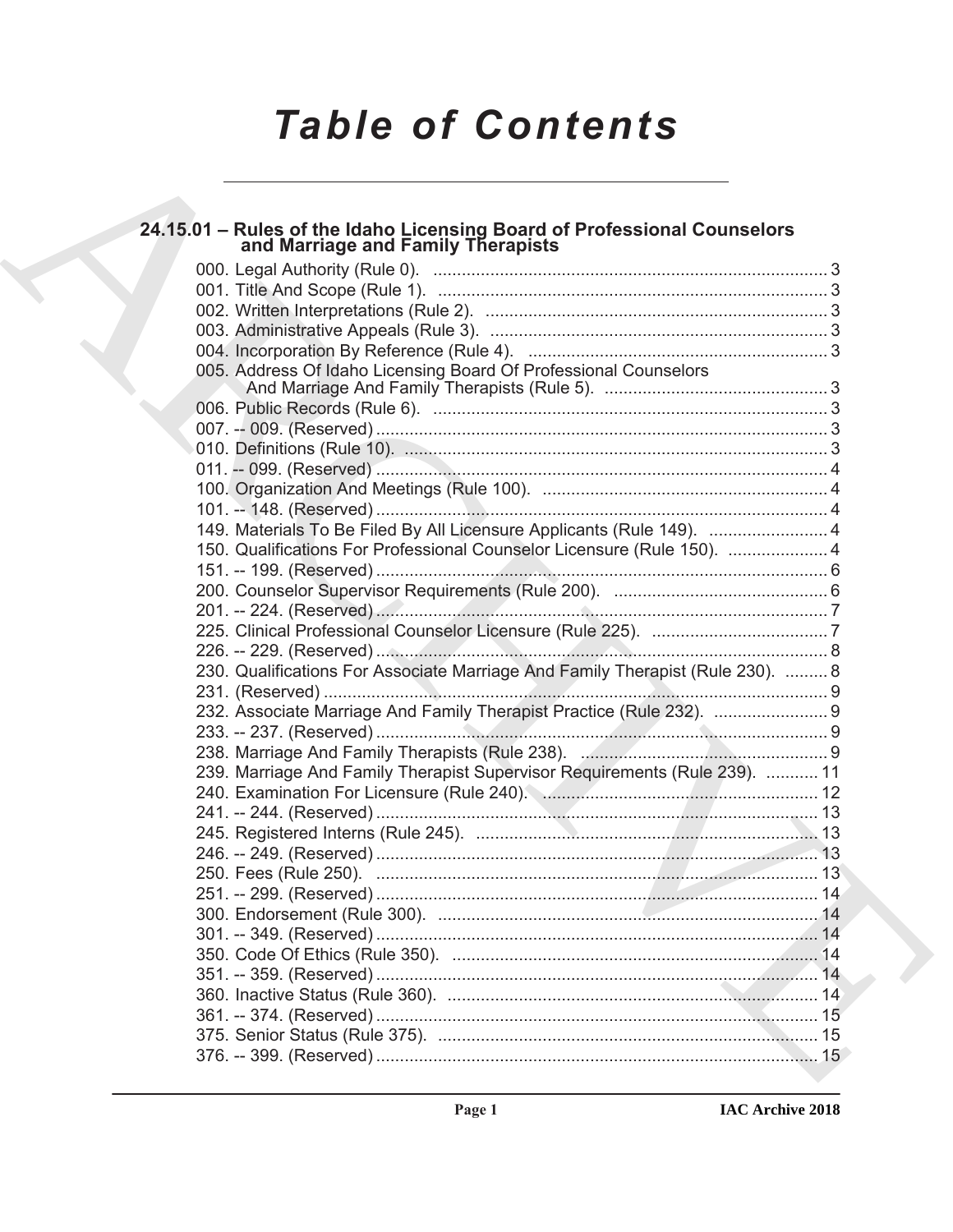# *Table of Contents*

## 24.15.01 – Rules of the Idaho Licensing Board of Professional Counselors and Marriage and Family Therapists

000. Legal Authority (Rule 0). ... 3
001. Title And Scope (Rule 1). ... 3
002. Written Interpretations (Rule 2). ... 3
003. Administrative Appeals (Rule 3). ... 3
004. Incorporation By Reference (Rule 4). ... 3
005. Address Of Idaho Licensing Board Of Professional Counselors And Marriage And Family Therapists (Rule 5). ... 3
006. Public Records (Rule 6). ... 3
007. -- 009. (Reserved) ... 3
010. Definitions (Rule 10). ... 3
011. -- 099. (Reserved) ... 4
100. Organization And Meetings (Rule 100). ... 4
101. -- 148. (Reserved) ... 4
149. Materials To Be Filed By All Licensure Applicants (Rule 149). ... 4
150. Qualifications For Professional Counselor Licensure (Rule 150). ... 4
151. -- 199. (Reserved) ... 6
200. Counselor Supervisor Requirements (Rule 200). ... 6
201. -- 224. (Reserved) ... 7
225. Clinical Professional Counselor Licensure (Rule 225). ... 7
226. -- 229. (Reserved) ... 8
230. Qualifications For Associate Marriage And Family Therapist (Rule 230). ... 8
231. (Reserved) ... 9
232. Associate Marriage And Family Therapist Practice (Rule 232). ... 9
233. -- 237. (Reserved) ... 9
238. Marriage And Family Therapists (Rule 238). ... 9
239. Marriage And Family Therapist Supervisor Requirements (Rule 239). ... 11
240. Examination For Licensure (Rule 240). ... 12
241. -- 244. (Reserved) ... 13
245. Registered Interns (Rule 245). ... 13
246. -- 249. (Reserved) ... 13
250. Fees (Rule 250). ... 13
251. -- 299. (Reserved) ... 14
300. Endorsement (Rule 300). ... 14
301. -- 349. (Reserved) ... 14
350. Code Of Ethics (Rule 350). ... 14
351. -- 359. (Reserved) ... 14
360. Inactive Status (Rule 360). ... 14
361. -- 374. (Reserved) ... 15
375. Senior Status (Rule 375). ... 15
376. -- 399. (Reserved) ... 15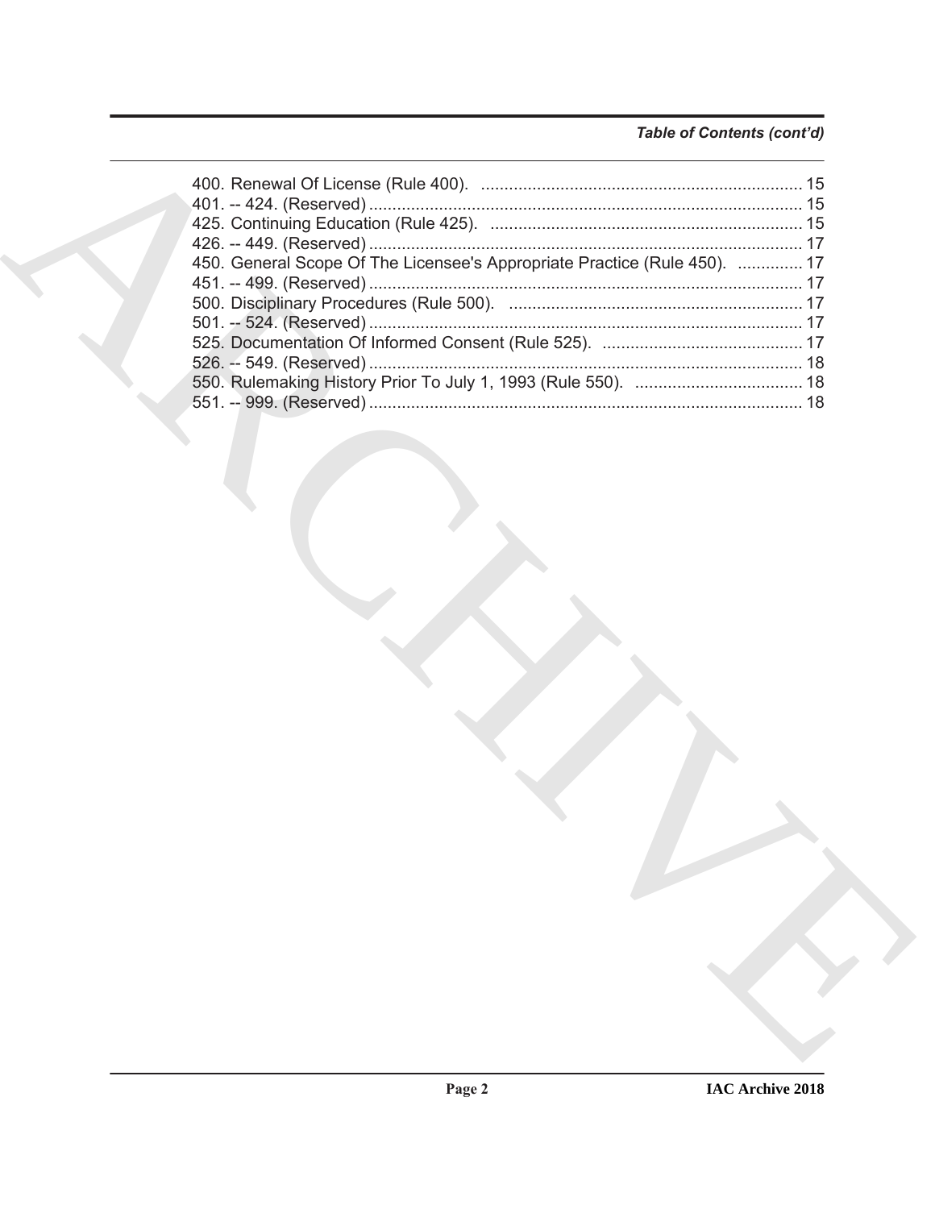*Table of Contents (cont'd)*

400. Renewal Of License (Rule 400). .................................................................... 15
401. -- 424. (Reserved) ............................................................................................ 15
425. Continuing Education (Rule 425). .................................................................. 15
426. -- 449. (Reserved) ............................................................................................ 17
450. General Scope Of The Licensee's Appropriate Practice (Rule 450). .............. 17
451. -- 499. (Reserved) ............................................................................................ 17
500. Disciplinary Procedures (Rule 500). .............................................................. 17
501. -- 524. (Reserved) ............................................................................................ 17
525. Documentation Of Informed Consent (Rule 525). ........................................... 17
526. -- 549. (Reserved) ............................................................................................ 18
550. Rulemaking History Prior To July 1, 1993 (Rule 550). .................................... 18
551. -- 999. (Reserved) ............................................................................................ 18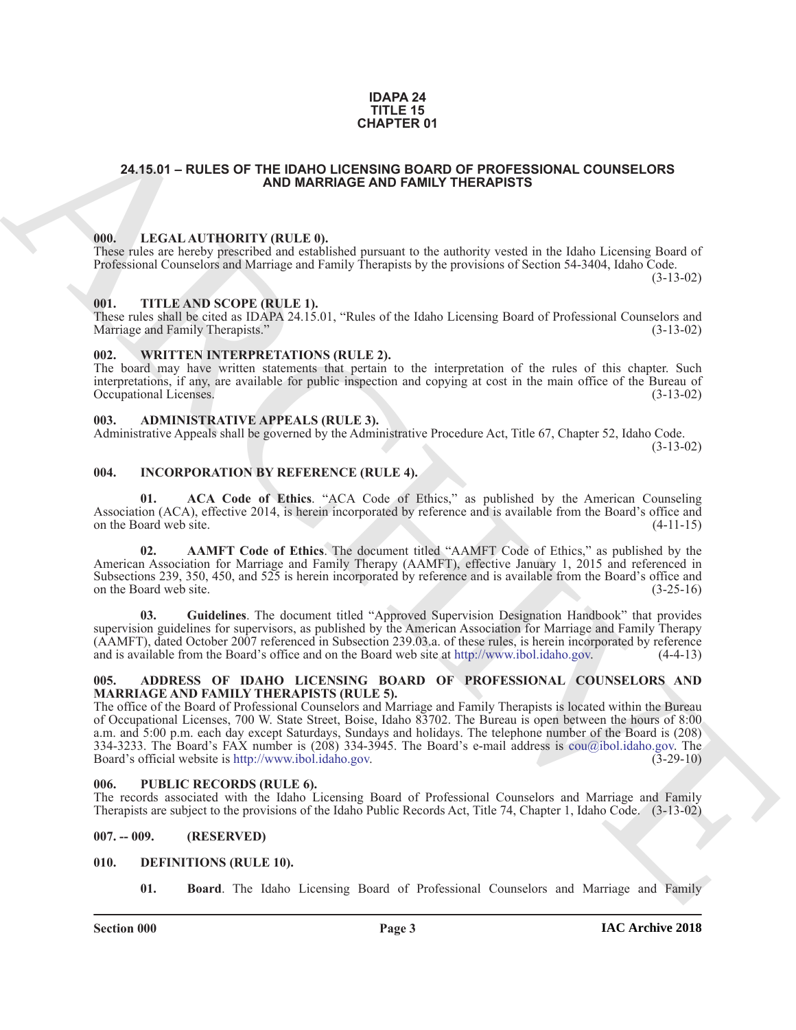**IDAPA 24**
**TITLE 15**
**CHAPTER 01**

# 24.15.01 – RULES OF THE IDAHO LICENSING BOARD OF PROFESSIONAL COUNSELORS AND MARRIAGE AND FAMILY THERAPISTS

## 000. LEGAL AUTHORITY (RULE 0).

These rules are hereby prescribed and established pursuant to the authority vested in the Idaho Licensing Board of Professional Counselors and Marriage and Family Therapists by the provisions of Section 54-3404, Idaho Code. (3-13-02)

## 001. TITLE AND SCOPE (RULE 1).

These rules shall be cited as IDAPA 24.15.01, "Rules of the Idaho Licensing Board of Professional Counselors and Marriage and Family Therapists." (3-13-02)

## 002. WRITTEN INTERPRETATIONS (RULE 2).

The board may have written statements that pertain to the interpretation of the rules of this chapter. Such interpretations, if any, are available for public inspection and copying at cost in the main office of the Bureau of Occupational Licenses. (3-13-02)

## 003. ADMINISTRATIVE APPEALS (RULE 3).

Administrative Appeals shall be governed by the Administrative Procedure Act, Title 67, Chapter 52, Idaho Code. (3-13-02)

## 004. INCORPORATION BY REFERENCE (RULE 4).

**01. ACA Code of Ethics**. "ACA Code of Ethics," as published by the American Counseling Association (ACA), effective 2014, is herein incorporated by reference and is available from the Board's office and on the Board web site. (4-11-15)

**02. AAMFT Code of Ethics**. The document titled "AAMFT Code of Ethics," as published by the American Association for Marriage and Family Therapy (AAMFT), effective January 1, 2015 and referenced in Subsections 239, 350, 450, and 525 is herein incorporated by reference and is available from the Board's office and on the Board web site. (3-25-16)

**03. Guidelines**. The document titled "Approved Supervision Designation Handbook" that provides supervision guidelines for supervisors, as published by the American Association for Marriage and Family Therapy (AAMFT), dated October 2007 referenced in Subsection 239.03.a. of these rules, is herein incorporated by reference and is available from the Board's office and on the Board web site at http://www.ibol.idaho.gov. (4-4-13)

## 005. ADDRESS OF IDAHO LICENSING BOARD OF PROFESSIONAL COUNSELORS AND MARRIAGE AND FAMILY THERAPISTS (RULE 5).

The office of the Board of Professional Counselors and Marriage and Family Therapists is located within the Bureau of Occupational Licenses, 700 W. State Street, Boise, Idaho 83702. The Bureau is open between the hours of 8:00 a.m. and 5:00 p.m. each day except Saturdays, Sundays and holidays. The telephone number of the Board is (208) 334-3233. The Board's FAX number is (208) 334-3945. The Board's e-mail address is cou@ibol.idaho.gov. The Board's official website is http://www.ibol.idaho.gov. (3-29-10)

## 006. PUBLIC RECORDS (RULE 6).

The records associated with the Idaho Licensing Board of Professional Counselors and Marriage and Family Therapists are subject to the provisions of the Idaho Public Records Act, Title 74, Chapter 1, Idaho Code. (3-13-02)

## 007. -- 009. (RESERVED)

## 010. DEFINITIONS (RULE 10).

**01. Board**. The Idaho Licensing Board of Professional Counselors and Marriage and Family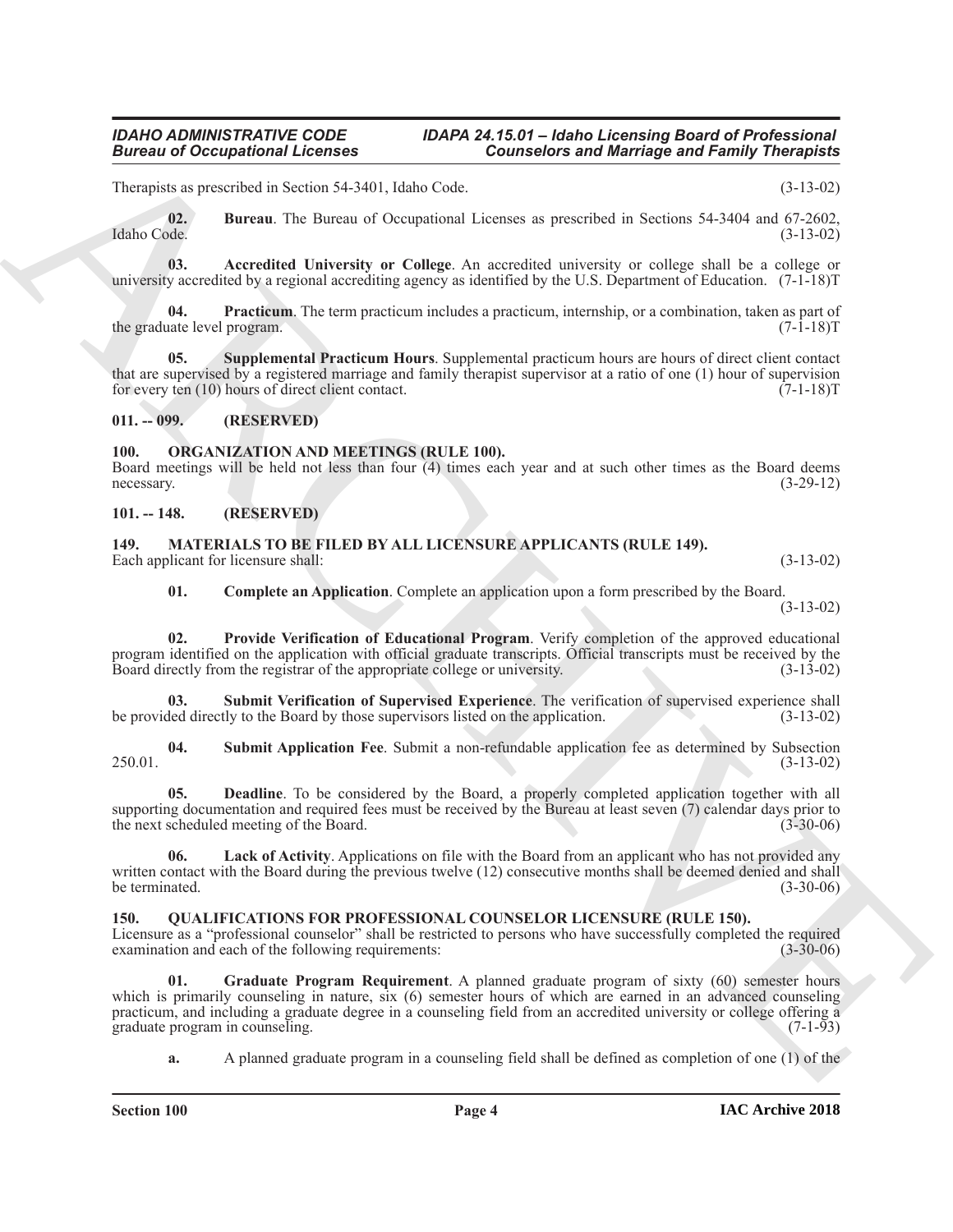Therapists as prescribed in Section 54-3401, Idaho Code. (3-13-02)

**02. Bureau**. The Bureau of Occupational Licenses as prescribed in Sections 54-3404 and 67-2602, Idaho Code. (3-13-02)

**03. Accredited University or College**. An accredited university or college shall be a college or university accredited by a regional accrediting agency as identified by the U.S. Department of Education. (7-1-18)T

**04. Practicum**. The term practicum includes a practicum, internship, or a combination, taken as part of the graduate level program. (7-1-18)T

**05. Supplemental Practicum Hours**. Supplemental practicum hours are hours of direct client contact that are supervised by a registered marriage and family therapist supervisor at a ratio of one (1) hour of supervision for every ten (10) hours of direct client contact. (7-1-18)T

## 011. -- 099. (RESERVED)

## 100. ORGANIZATION AND MEETINGS (RULE 100).

Board meetings will be held not less than four (4) times each year and at such other times as the Board deems necessary. (3-29-12)

## 101. -- 148. (RESERVED)

## 149. MATERIALS TO BE FILED BY ALL LICENSURE APPLICANTS (RULE 149).

Each applicant for licensure shall: (3-13-02)

**01. Complete an Application**. Complete an application upon a form prescribed by the Board. (3-13-02)

**02. Provide Verification of Educational Program**. Verify completion of the approved educational program identified on the application with official graduate transcripts. Official transcripts must be received by the Board directly from the registrar of the appropriate college or university. (3-13-02)

**03. Submit Verification of Supervised Experience**. The verification of supervised experience shall be provided directly to the Board by those supervisors listed on the application. (3-13-02)

**04. Submit Application Fee**. Submit a non-refundable application fee as determined by Subsection 250.01. (3-13-02)

**05. Deadline**. To be considered by the Board, a properly completed application together with all supporting documentation and required fees must be received by the Bureau at least seven (7) calendar days prior to the next scheduled meeting of the Board. (3-30-06)

**06. Lack of Activity**. Applications on file with the Board from an applicant who has not provided any written contact with the Board during the previous twelve (12) consecutive months shall be deemed denied and shall be terminated. (3-30-06)

## 150. QUALIFICATIONS FOR PROFESSIONAL COUNSELOR LICENSURE (RULE 150).

Licensure as a "professional counselor" shall be restricted to persons who have successfully completed the required examination and each of the following requirements: (3-30-06)

**01. Graduate Program Requirement**. A planned graduate program of sixty (60) semester hours which is primarily counseling in nature, six (6) semester hours of which are earned in an advanced counseling practicum, and including a graduate degree in a counseling field from an accredited university or college offering a graduate program in counseling. (7-1-93)

**a.** A planned graduate program in a counseling field shall be defined as completion of one (1) of the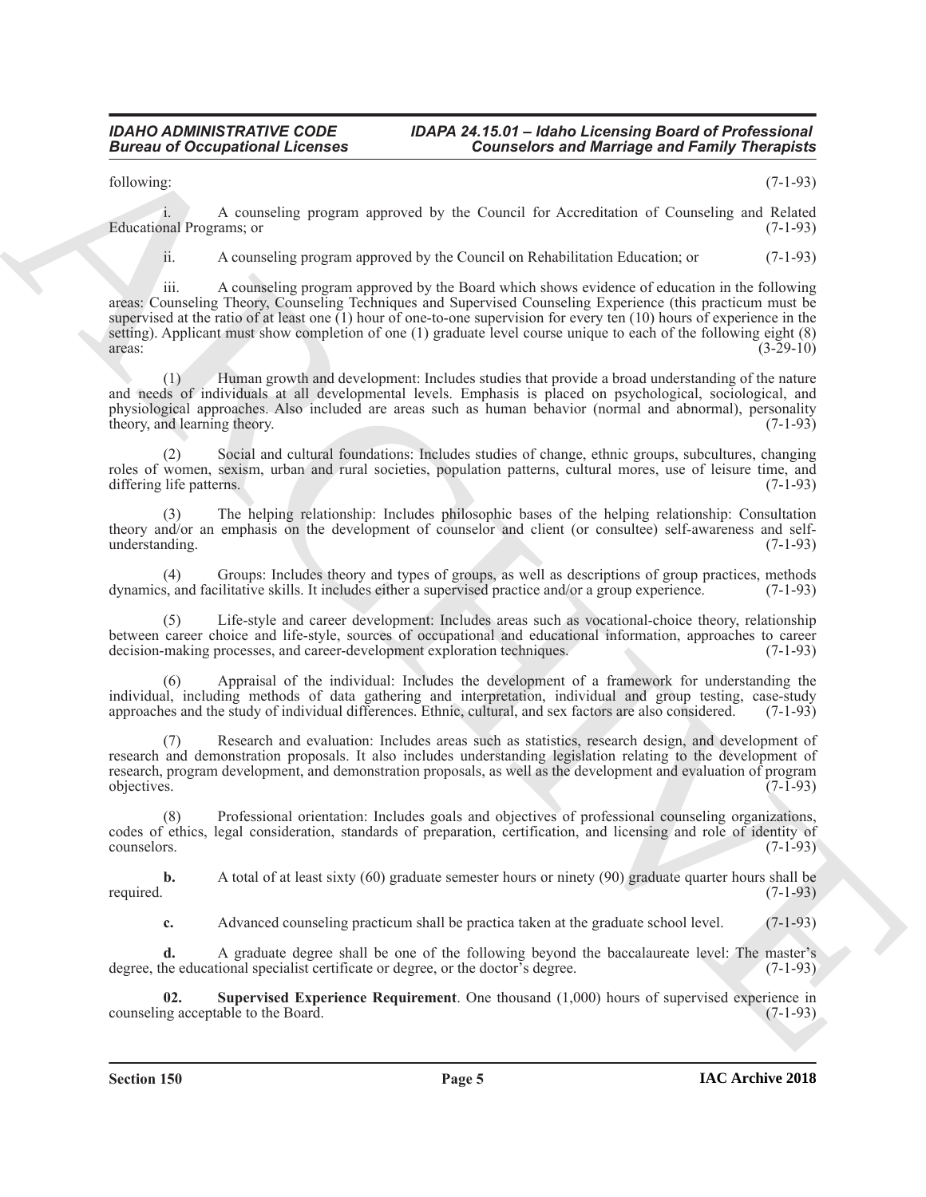following: (7-1-93)

i. A counseling program approved by the Council for Accreditation of Counseling and Related Educational Programs; or (7-1-93)

ii. A counseling program approved by the Council on Rehabilitation Education; or (7-1-93)

iii. A counseling program approved by the Board which shows evidence of education in the following areas: Counseling Theory, Counseling Techniques and Supervised Counseling Experience (this practicum must be supervised at the ratio of at least one (1) hour of one-to-one supervision for every ten (10) hours of experience in the setting). Applicant must show completion of one (1) graduate level course unique to each of the following eight (8) areas: (3-29-10)

(1) Human growth and development: Includes studies that provide a broad understanding of the nature and needs of individuals at all developmental levels. Emphasis is placed on psychological, sociological, and physiological approaches. Also included are areas such as human behavior (normal and abnormal), personality theory, and learning theory. (7-1-93)

(2) Social and cultural foundations: Includes studies of change, ethnic groups, subcultures, changing roles of women, sexism, urban and rural societies, population patterns, cultural mores, use of leisure time, and differing life patterns. (7-1-93)

(3) The helping relationship: Includes philosophic bases of the helping relationship: Consultation theory and/or an emphasis on the development of counselor and client (or consultee) self-awareness and self-understanding. (7-1-93)

(4) Groups: Includes theory and types of groups, as well as descriptions of group practices, methods dynamics, and facilitative skills. It includes either a supervised practice and/or a group experience. (7-1-93)

(5) Life-style and career development: Includes areas such as vocational-choice theory, relationship between career choice and life-style, sources of occupational and educational information, approaches to career decision-making processes, and career-development exploration techniques. (7-1-93)

(6) Appraisal of the individual: Includes the development of a framework for understanding the individual, including methods of data gathering and interpretation, individual and group testing, case-study approaches and the study of individual differences. Ethnic, cultural, and sex factors are also considered. (7-1-93)

(7) Research and evaluation: Includes areas such as statistics, research design, and development of research and demonstration proposals. It also includes understanding legislation relating to the development of research, program development, and demonstration proposals, as well as the development and evaluation of program objectives. (7-1-93)

(8) Professional orientation: Includes goals and objectives of professional counseling organizations, codes of ethics, legal consideration, standards of preparation, certification, and licensing and role of identity of counselors. (7-1-93)

**b.** A total of at least sixty (60) graduate semester hours or ninety (90) graduate quarter hours shall be required. (7-1-93)

**c.** Advanced counseling practicum shall be practica taken at the graduate school level. (7-1-93)

**d.** A graduate degree shall be one of the following beyond the baccalaureate level: The master's degree, the educational specialist certificate or degree, or the doctor's degree. (7-1-93)

**02. Supervised Experience Requirement**. One thousand (1,000) hours of supervised experience in counseling acceptable to the Board. (7-1-93)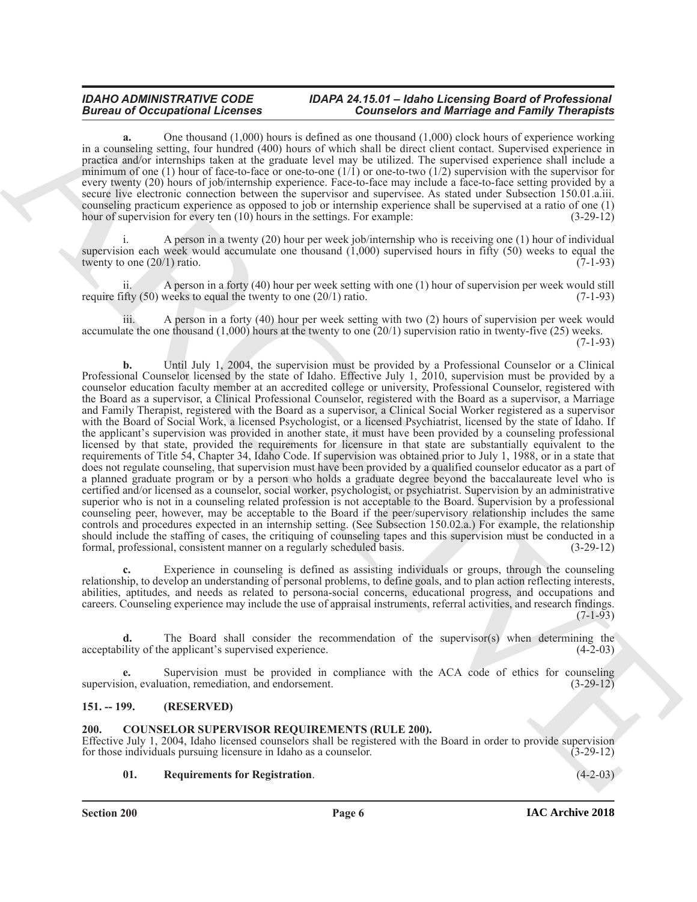**a.** One thousand (1,000) hours is defined as one thousand (1,000) clock hours of experience working in a counseling setting, four hundred (400) hours of which shall be direct client contact. Supervised experience in practica and/or internships taken at the graduate level may be utilized. The supervised experience shall include a minimum of one (1) hour of face-to-face or one-to-one (1/1) or one-to-two (1/2) supervision with the supervisor for every twenty (20) hours of job/internship experience. Face-to-face may include a face-to-face setting provided by a secure live electronic connection between the supervisor and supervisee. As stated under Subsection 150.01.a.iii. counseling practicum experience as opposed to job or internship experience shall be supervised at a ratio of one (1) hour of supervision for every ten (10) hours in the settings. For example: (3-29-12)

i. A person in a twenty (20) hour per week job/internship who is receiving one (1) hour of individual supervision each week would accumulate one thousand (1,000) supervised hours in fifty (50) weeks to equal the twenty to one (20/1) ratio. (7-1-93)

ii. A person in a forty (40) hour per week setting with one (1) hour of supervision per week would still require fifty (50) weeks to equal the twenty to one (20/1) ratio. (7-1-93)

iii. A person in a forty (40) hour per week setting with two (2) hours of supervision per week would accumulate the one thousand (1,000) hours at the twenty to one (20/1) supervision ratio in twenty-five (25) weeks. (7-1-93)

**b.** Until July 1, 2004, the supervision must be provided by a Professional Counselor or a Clinical Professional Counselor licensed by the state of Idaho. Effective July 1, 2010, supervision must be provided by a counselor education faculty member at an accredited college or university, Professional Counselor, registered with the Board as a supervisor, a Clinical Professional Counselor, registered with the Board as a supervisor, a Marriage and Family Therapist, registered with the Board as a supervisor, a Clinical Social Worker registered as a supervisor with the Board of Social Work, a licensed Psychologist, or a licensed Psychiatrist, licensed by the state of Idaho. If the applicant's supervision was provided in another state, it must have been provided by a counseling professional licensed by that state, provided the requirements for licensure in that state are substantially equivalent to the requirements of Title 54, Chapter 34, Idaho Code. If supervision was obtained prior to July 1, 1988, or in a state that does not regulate counseling, that supervision must have been provided by a qualified counselor educator as a part of a planned graduate program or by a person who holds a graduate degree beyond the baccalaureate level who is certified and/or licensed as a counselor, social worker, psychologist, or psychiatrist. Supervision by an administrative superior who is not in a counseling related profession is not acceptable to the Board. Supervision by a professional counseling peer, however, may be acceptable to the Board if the peer/supervisory relationship includes the same controls and procedures expected in an internship setting. (See Subsection 150.02.a.) For example, the relationship should include the staffing of cases, the critiquing of counseling tapes and this supervision must be conducted in a formal, professional, consistent manner on a regularly scheduled basis. (3-29-12)

**c.** Experience in counseling is defined as assisting individuals or groups, through the counseling relationship, to develop an understanding of personal problems, to define goals, and to plan action reflecting interests, abilities, aptitudes, and needs as related to persona-social concerns, educational progress, and occupations and careers. Counseling experience may include the use of appraisal instruments, referral activities, and research findings. (7-1-93)

**d.** The Board shall consider the recommendation of the supervisor(s) when determining the acceptability of the applicant's supervised experience. (4-2-03)

**e.** Supervision must be provided in compliance with the ACA code of ethics for counseling supervision, evaluation, remediation, and endorsement. (3-29-12)

### 151. -- 199. (RESERVED)

### 200. COUNSELOR SUPERVISOR REQUIREMENTS (RULE 200).

Effective July 1, 2004, Idaho licensed counselors shall be registered with the Board in order to provide supervision for those individuals pursuing licensure in Idaho as a counselor. (3-29-12)

**01. Requirements for Registration**. (4-2-03)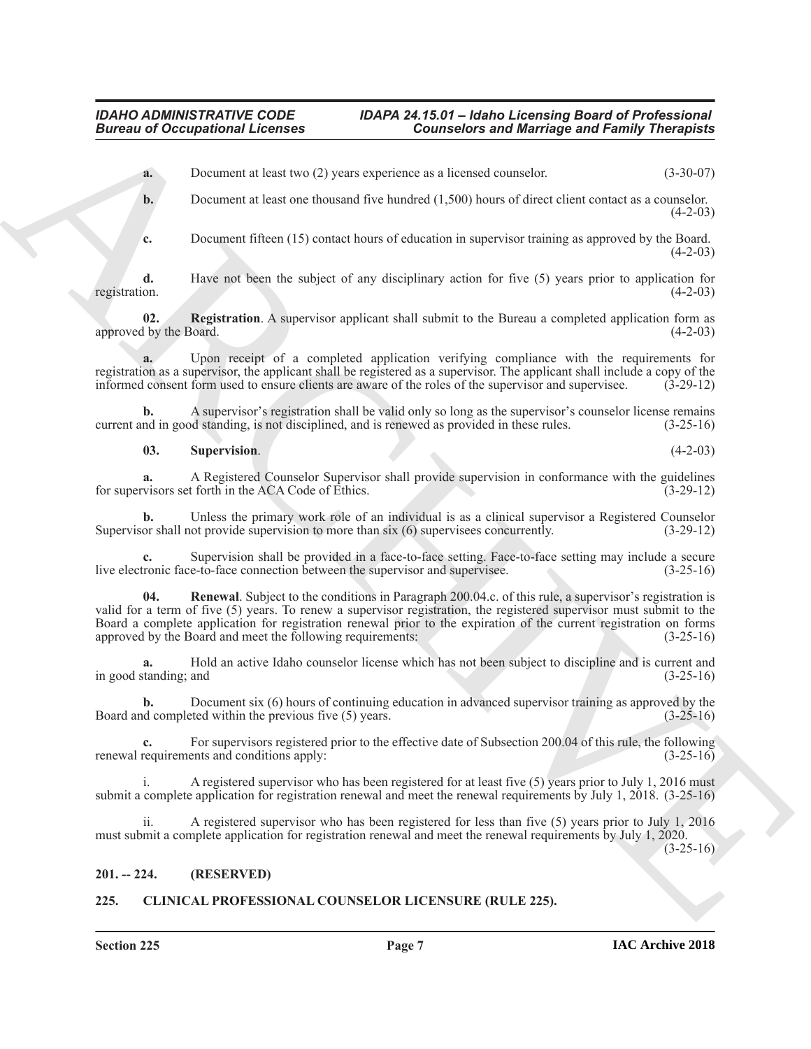**a.** Document at least two (2) years experience as a licensed counselor. (3-30-07)

**b.** Document at least one thousand five hundred (1,500) hours of direct client contact as a counselor. (4-2-03)

**c.** Document fifteen (15) contact hours of education in supervisor training as approved by the Board. (4-2-03)

**d.** Have not been the subject of any disciplinary action for five (5) years prior to application for registration. (4-2-03)

**02. Registration**. A supervisor applicant shall submit to the Bureau a completed application form as approved by the Board. (4-2-03)

**a.** Upon receipt of a completed application verifying compliance with the requirements for registration as a supervisor, the applicant shall be registered as a supervisor. The applicant shall include a copy of the informed consent form used to ensure clients are aware of the roles of the supervisor and supervisee. (3-29-12)

**b.** A supervisor's registration shall be valid only so long as the supervisor's counselor license remains current and in good standing, is not disciplined, and is renewed as provided in these rules. (3-25-16)

**03. Supervision**. (4-2-03)

**a.** A Registered Counselor Supervisor shall provide supervision in conformance with the guidelines for supervisors set forth in the ACA Code of Ethics. (3-29-12)

**b.** Unless the primary work role of an individual is as a clinical supervisor a Registered Counselor Supervisor shall not provide supervision to more than six (6) supervisees concurrently. (3-29-12)

**c.** Supervision shall be provided in a face-to-face setting. Face-to-face setting may include a secure live electronic face-to-face connection between the supervisor and supervisee. (3-25-16)

**04. Renewal**. Subject to the conditions in Paragraph 200.04.c. of this rule, a supervisor's registration is valid for a term of five (5) years. To renew a supervisor registration, the registered supervisor must submit to the Board a complete application for registration renewal prior to the expiration of the current registration on forms approved by the Board and meet the following requirements: (3-25-16)

**a.** Hold an active Idaho counselor license which has not been subject to discipline and is current and in good standing; and (3-25-16)

**b.** Document six (6) hours of continuing education in advanced supervisor training as approved by the Board and completed within the previous five (5) years. (3-25-16)

**c.** For supervisors registered prior to the effective date of Subsection 200.04 of this rule, the following renewal requirements and conditions apply: (3-25-16)

i. A registered supervisor who has been registered for at least five (5) years prior to July 1, 2016 must submit a complete application for registration renewal and meet the renewal requirements by July 1, 2018. (3-25-16)

ii. A registered supervisor who has been registered for less than five (5) years prior to July 1, 2016 must submit a complete application for registration renewal and meet the renewal requirements by July 1, 2020. (3-25-16)

## 201. -- 224. (RESERVED)

## 225. CLINICAL PROFESSIONAL COUNSELOR LICENSURE (RULE 225).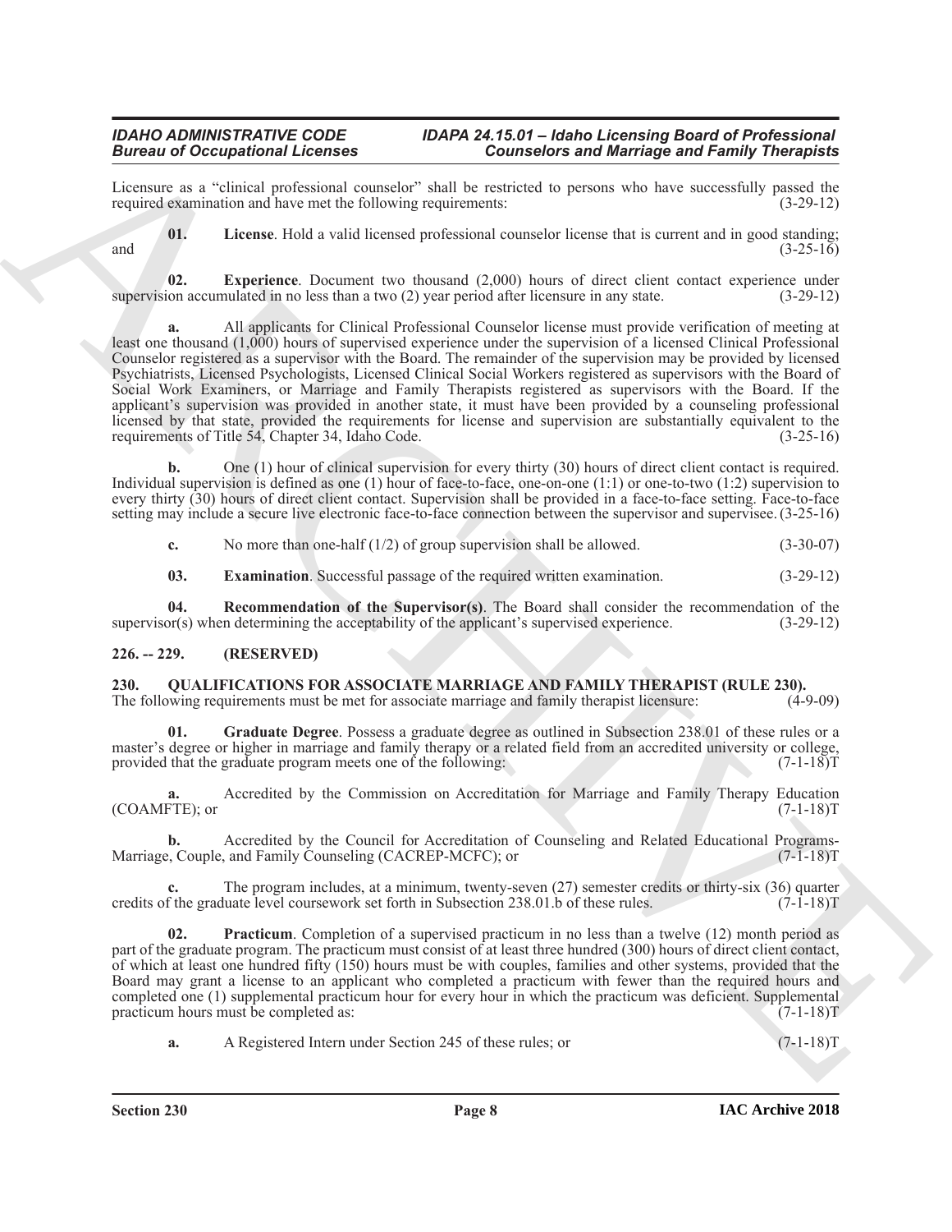Licensure as a "clinical professional counselor" shall be restricted to persons who have successfully passed the required examination and have met the following requirements: (3-29-12)

**01. License**. Hold a valid licensed professional counselor license that is current and in good standing; and (3-25-16)

**02. Experience**. Document two thousand (2,000) hours of direct client contact experience under supervision accumulated in no less than a two (2) year period after licensure in any state. (3-29-12)

**a.** All applicants for Clinical Professional Counselor license must provide verification of meeting at least one thousand (1,000) hours of supervised experience under the supervision of a licensed Clinical Professional Counselor registered as a supervisor with the Board. The remainder of the supervision may be provided by licensed Psychiatrists, Licensed Psychologists, Licensed Clinical Social Workers registered as supervisors with the Board of Social Work Examiners, or Marriage and Family Therapists registered as supervisors with the Board. If the applicant's supervision was provided in another state, it must have been provided by a counseling professional licensed by that state, provided the requirements for license and supervision are substantially equivalent to the requirements of Title 54, Chapter 34, Idaho Code. (3-25-16)

**b.** One (1) hour of clinical supervision for every thirty (30) hours of direct client contact is required. Individual supervision is defined as one (1) hour of face-to-face, one-on-one (1:1) or one-to-two (1:2) supervision to every thirty (30) hours of direct client contact. Supervision shall be provided in a face-to-face setting. Face-to-face setting may include a secure live electronic face-to-face connection between the supervisor and supervisee. (3-25-16)

**c.** No more than one-half (1/2) of group supervision shall be allowed. (3-30-07)

**03. Examination**. Successful passage of the required written examination. (3-29-12)

**04. Recommendation of the Supervisor(s)**. The Board shall consider the recommendation of the supervisor(s) when determining the acceptability of the applicant's supervised experience. (3-29-12)

## 226. -- 229. (RESERVED)

## 230. QUALIFICATIONS FOR ASSOCIATE MARRIAGE AND FAMILY THERAPIST (RULE 230).

The following requirements must be met for associate marriage and family therapist licensure: (4-9-09)

**01. Graduate Degree**. Possess a graduate degree as outlined in Subsection 238.01 of these rules or a master's degree or higher in marriage and family therapy or a related field from an accredited university or college, provided that the graduate program meets one of the following: (7-1-18)T

**a.** Accredited by the Commission on Accreditation for Marriage and Family Therapy Education (COAMFTE); or (7-1-18)T

**b.** Accredited by the Council for Accreditation of Counseling and Related Educational Programs-Marriage, Couple, and Family Counseling (CACREP-MCFC); or (7-1-18)T

**c.** The program includes, at a minimum, twenty-seven (27) semester credits or thirty-six (36) quarter credits of the graduate level coursework set forth in Subsection 238.01.b of these rules. (7-1-18)T

**02. Practicum**. Completion of a supervised practicum in no less than a twelve (12) month period as part of the graduate program. The practicum must consist of at least three hundred (300) hours of direct client contact, of which at least one hundred fifty (150) hours must be with couples, families and other systems, provided that the Board may grant a license to an applicant who completed a practicum with fewer than the required hours and completed one (1) supplemental practicum hour for every hour in which the practicum was deficient. Supplemental practicum hours must be completed as: (7-1-18)T

**a.** A Registered Intern under Section 245 of these rules; or (7-1-18)T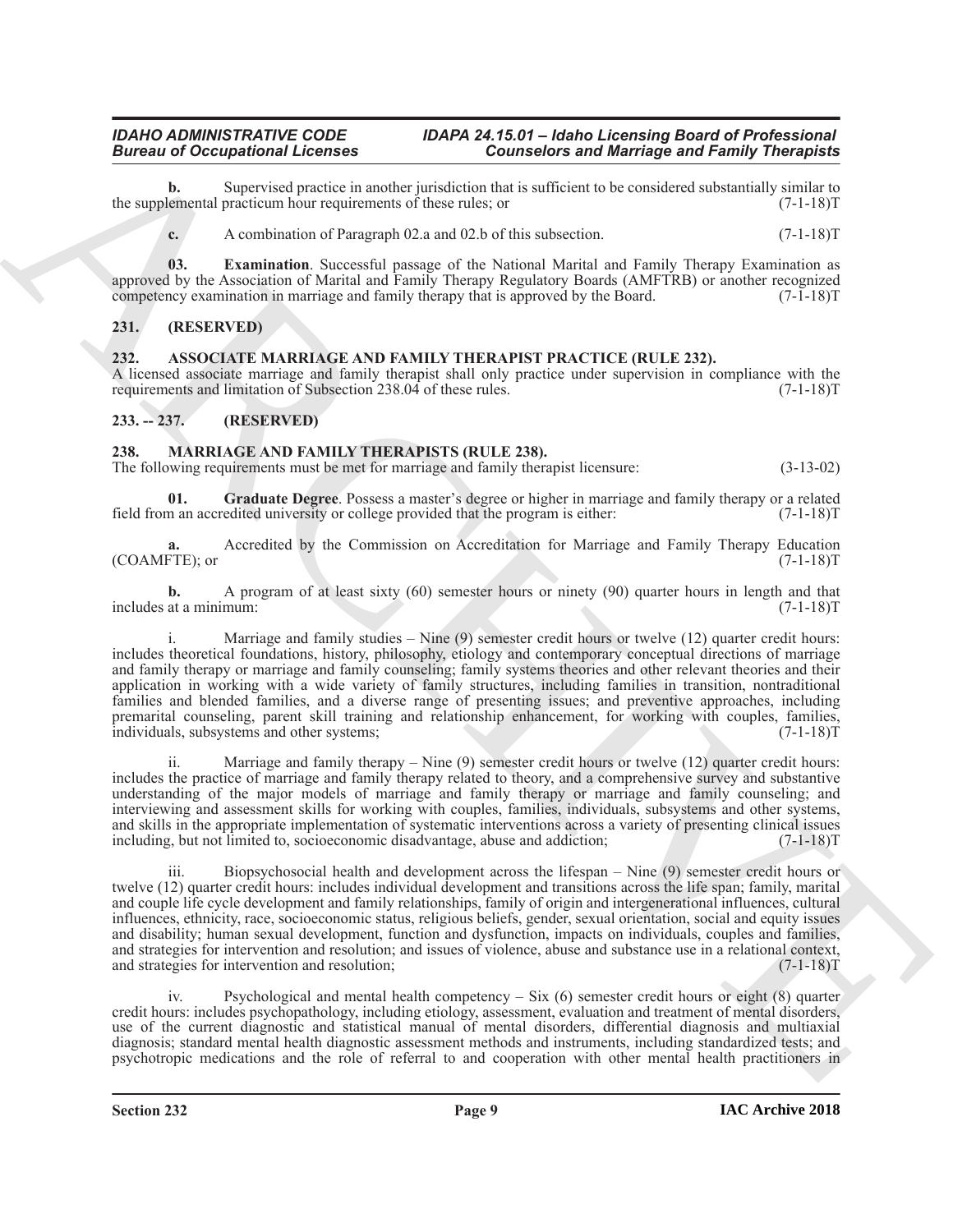**b.** Supervised practice in another jurisdiction that is sufficient to be considered substantially similar to the supplemental practicum hour requirements of these rules; or (7-1-18)T

**c.** A combination of Paragraph 02.a and 02.b of this subsection. (7-1-18)T

**03. Examination**. Successful passage of the National Marital and Family Therapy Examination as approved by the Association of Marital and Family Therapy Regulatory Boards (AMFTRB) or another recognized competency examination in marriage and family therapy that is approved by the Board. (7-1-18)T

## 231. (RESERVED)

## 232. ASSOCIATE MARRIAGE AND FAMILY THERAPIST PRACTICE (RULE 232).

A licensed associate marriage and family therapist shall only practice under supervision in compliance with the requirements and limitation of Subsection 238.04 of these rules. (7-1-18)T

## 233. -- 237. (RESERVED)

## 238. MARRIAGE AND FAMILY THERAPISTS (RULE 238).

The following requirements must be met for marriage and family therapist licensure: (3-13-02)

**01. Graduate Degree**. Possess a master's degree or higher in marriage and family therapy or a related field from an accredited university or college provided that the program is either: (7-1-18)T

**a.** Accredited by the Commission on Accreditation for Marriage and Family Therapy Education (COAMFTE); or (7-1-18)T

**b.** A program of at least sixty (60) semester hours or ninety (90) quarter hours in length and that includes at a minimum: (7-1-18)T

i. Marriage and family studies – Nine (9) semester credit hours or twelve (12) quarter credit hours: includes theoretical foundations, history, philosophy, etiology and contemporary conceptual directions of marriage and family therapy or marriage and family counseling; family systems theories and other relevant theories and their application in working with a wide variety of family structures, including families in transition, nontraditional families and blended families, and a diverse range of presenting issues; and preventive approaches, including premarital counseling, parent skill training and relationship enhancement, for working with couples, families, individuals, subsystems and other systems; (7-1-18)T

ii. Marriage and family therapy – Nine (9) semester credit hours or twelve (12) quarter credit hours: includes the practice of marriage and family therapy related to theory, and a comprehensive survey and substantive understanding of the major models of marriage and family therapy or marriage and family counseling; and interviewing and assessment skills for working with couples, families, individuals, subsystems and other systems, and skills in the appropriate implementation of systematic interventions across a variety of presenting clinical issues including, but not limited to, socioeconomic disadvantage, abuse and addiction; (7-1-18)T

iii. Biopsychosocial health and development across the lifespan – Nine (9) semester credit hours or twelve (12) quarter credit hours: includes individual development and transitions across the life span; family, marital and couple life cycle development and family relationships, family of origin and intergenerational influences, cultural influences, ethnicity, race, socioeconomic status, religious beliefs, gender, sexual orientation, social and equity issues and disability; human sexual development, function and dysfunction, impacts on individuals, couples and families, and strategies for intervention and resolution; and issues of violence, abuse and substance use in a relational context, and strategies for intervention and resolution; (7-1-18)T

iv. Psychological and mental health competency – Six (6) semester credit hours or eight (8) quarter credit hours: includes psychopathology, including etiology, assessment, evaluation and treatment of mental disorders, use of the current diagnostic and statistical manual of mental disorders, differential diagnosis and multiaxial diagnosis; standard mental health diagnostic assessment methods and instruments, including standardized tests; and psychotropic medications and the role of referral to and cooperation with other mental health practitioners in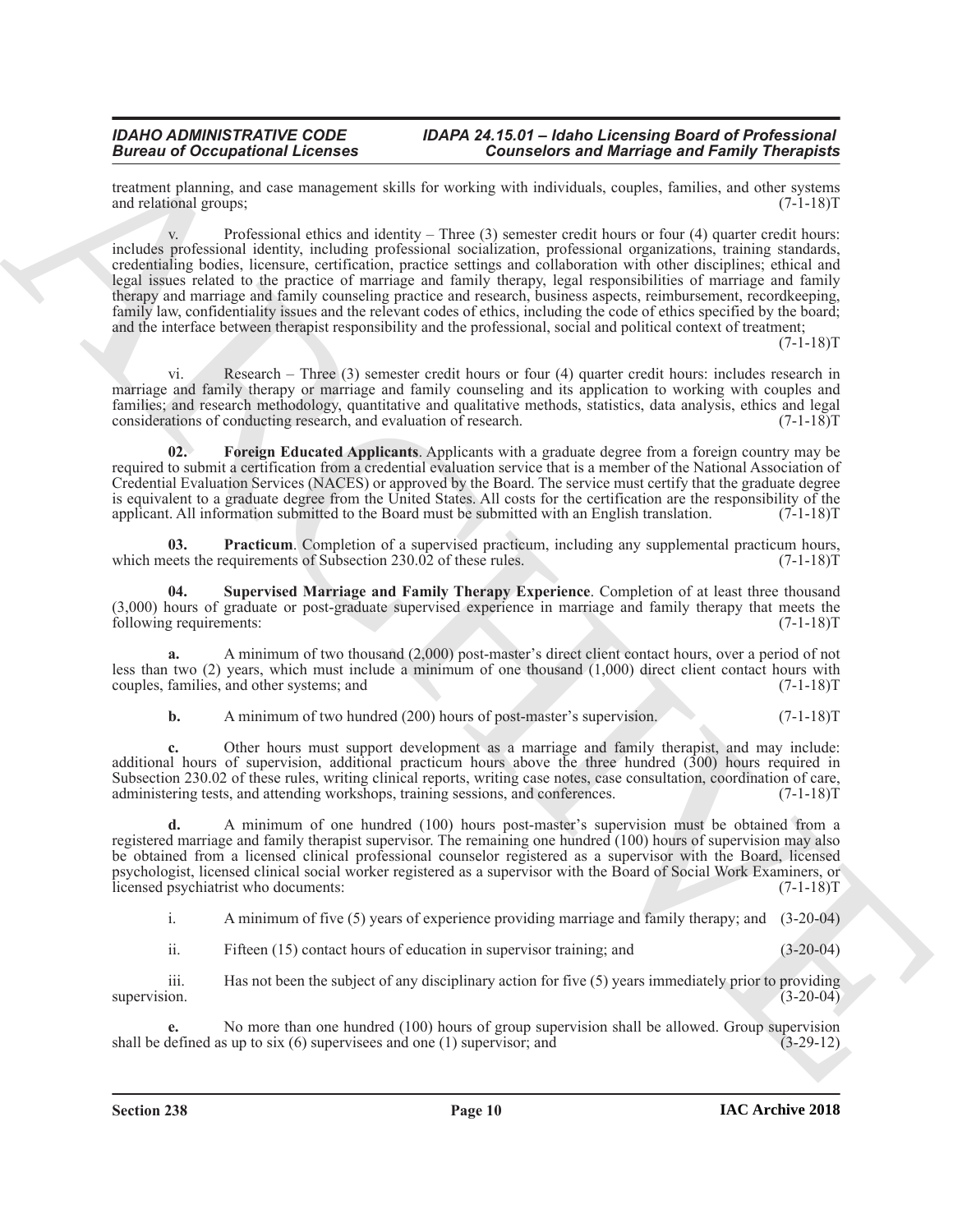treatment planning, and case management skills for working with individuals, couples, families, and other systems and relational groups; (7-1-18)T

v. Professional ethics and identity – Three (3) semester credit hours or four (4) quarter credit hours: includes professional identity, including professional socialization, professional organizations, training standards, credentialing bodies, licensure, certification, practice settings and collaboration with other disciplines; ethical and legal issues related to the practice of marriage and family therapy, legal responsibilities of marriage and family therapy and marriage and family counseling practice and research, business aspects, reimbursement, recordkeeping, family law, confidentiality issues and the relevant codes of ethics, including the code of ethics specified by the board; and the interface between therapist responsibility and the professional, social and political context of treatment; (7-1-18)T

vi. Research – Three (3) semester credit hours or four (4) quarter credit hours: includes research in marriage and family therapy or marriage and family counseling and its application to working with couples and families; and research methodology, quantitative and qualitative methods, statistics, data analysis, ethics and legal considerations of conducting research, and evaluation of research. (7-1-18)T

**02. Foreign Educated Applicants**. Applicants with a graduate degree from a foreign country may be required to submit a certification from a credential evaluation service that is a member of the National Association of Credential Evaluation Services (NACES) or approved by the Board. The service must certify that the graduate degree is equivalent to a graduate degree from the United States. All costs for the certification are the responsibility of the applicant. All information submitted to the Board must be submitted with an English translation. (7-1-18)T

**03. Practicum**. Completion of a supervised practicum, including any supplemental practicum hours, which meets the requirements of Subsection 230.02 of these rules. (7-1-18)T

**04. Supervised Marriage and Family Therapy Experience**. Completion of at least three thousand (3,000) hours of graduate or post-graduate supervised experience in marriage and family therapy that meets the following requirements: (7-1-18)T

**a.** A minimum of two thousand (2,000) post-master's direct client contact hours, over a period of not less than two (2) years, which must include a minimum of one thousand (1,000) direct client contact hours with couples, families, and other systems; and (7-1-18)T

**b.** A minimum of two hundred (200) hours of post-master's supervision. (7-1-18)T

**c.** Other hours must support development as a marriage and family therapist, and may include: additional hours of supervision, additional practicum hours above the three hundred (300) hours required in Subsection 230.02 of these rules, writing clinical reports, writing case notes, case consultation, coordination of care, administering tests, and attending workshops, training sessions, and conferences. (7-1-18)T

**d.** A minimum of one hundred (100) hours post-master's supervision must be obtained from a registered marriage and family therapist supervisor. The remaining one hundred (100) hours of supervision may also be obtained from a licensed clinical professional counselor registered as a supervisor with the Board, licensed psychologist, licensed clinical social worker registered as a supervisor with the Board of Social Work Examiners, or licensed psychiatrist who documents: (7-1-18)T

i. A minimum of five (5) years of experience providing marriage and family therapy; and (3-20-04)

ii. Fifteen (15) contact hours of education in supervisor training; and (3-20-04)

iii. Has not been the subject of any disciplinary action for five (5) years immediately prior to providing supervision. (3-20-04)

**e.** No more than one hundred (100) hours of group supervision shall be allowed. Group supervision shall be defined as up to six (6) supervisees and one (1) supervisor; and (3-29-12)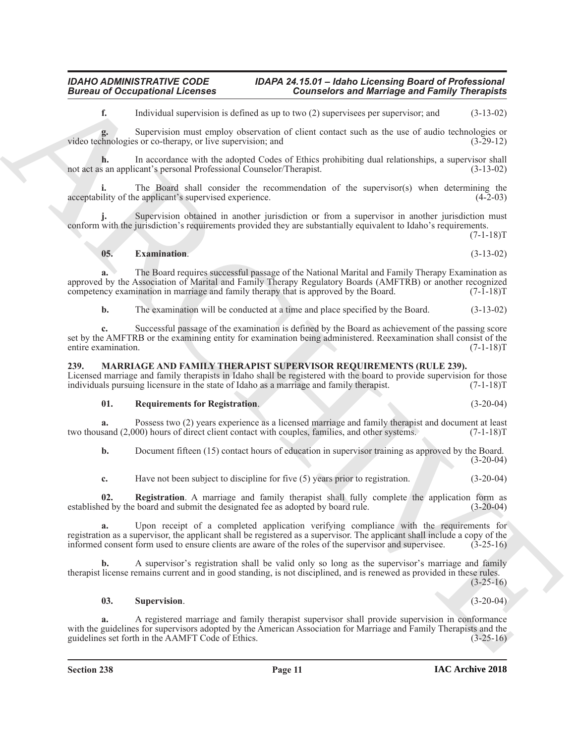**f.** Individual supervision is defined as up to two (2) supervisees per supervisor; and (3-13-02)

**g.** Supervision must employ observation of client contact such as the use of audio technologies or video technologies or co-therapy, or live supervision; and (3-29-12)

**h.** In accordance with the adopted Codes of Ethics prohibiting dual relationships, a supervisor shall not act as an applicant's personal Professional Counselor/Therapist. (3-13-02)

**i.** The Board shall consider the recommendation of the supervisor(s) when determining the acceptability of the applicant's supervised experience. (4-2-03)

**j.** Supervision obtained in another jurisdiction or from a supervisor in another jurisdiction must conform with the jurisdiction's requirements provided they are substantially equivalent to Idaho's requirements. (7-1-18)T

**05. Examination**. (3-13-02)

**a.** The Board requires successful passage of the National Marital and Family Therapy Examination as approved by the Association of Marital and Family Therapy Regulatory Boards (AMFTRB) or another recognized competency examination in marriage and family therapy that is approved by the Board. (7-1-18)T

**b.** The examination will be conducted at a time and place specified by the Board. (3-13-02)

**c.** Successful passage of the examination is defined by the Board as achievement of the passing score set by the AMFTRB or the examining entity for examination being administered. Reexamination shall consist of the entire examination. (7-1-18)T

## 239. MARRIAGE AND FAMILY THERAPIST SUPERVISOR REQUIREMENTS (RULE 239).

Licensed marriage and family therapists in Idaho shall be registered with the board to provide supervision for those individuals pursuing licensure in the state of Idaho as a marriage and family therapist. (7-1-18)T

**01. Requirements for Registration**. (3-20-04)

**a.** Possess two (2) years experience as a licensed marriage and family therapist and document at least two thousand (2,000) hours of direct client contact with couples, families, and other systems. (7-1-18)T

**b.** Document fifteen (15) contact hours of education in supervisor training as approved by the Board. (3-20-04)

**c.** Have not been subject to discipline for five (5) years prior to registration. (3-20-04)

**02. Registration**. A marriage and family therapist shall fully complete the application form as established by the board and submit the designated fee as adopted by board rule. (3-20-04)

**a.** Upon receipt of a completed application verifying compliance with the requirements for registration as a supervisor, the applicant shall be registered as a supervisor. The applicant shall include a copy of the informed consent form used to ensure clients are aware of the roles of the supervisor and supervisee. (3-25-16)

**b.** A supervisor's registration shall be valid only so long as the supervisor's marriage and family therapist license remains current and in good standing, is not disciplined, and is renewed as provided in these rules. (3-25-16)

**03. Supervision**. (3-20-04)

**a.** A registered marriage and family therapist supervisor shall provide supervision in conformance with the guidelines for supervisors adopted by the American Association for Marriage and Family Therapists and the guidelines set forth in the AAMFT Code of Ethics. (3-25-16)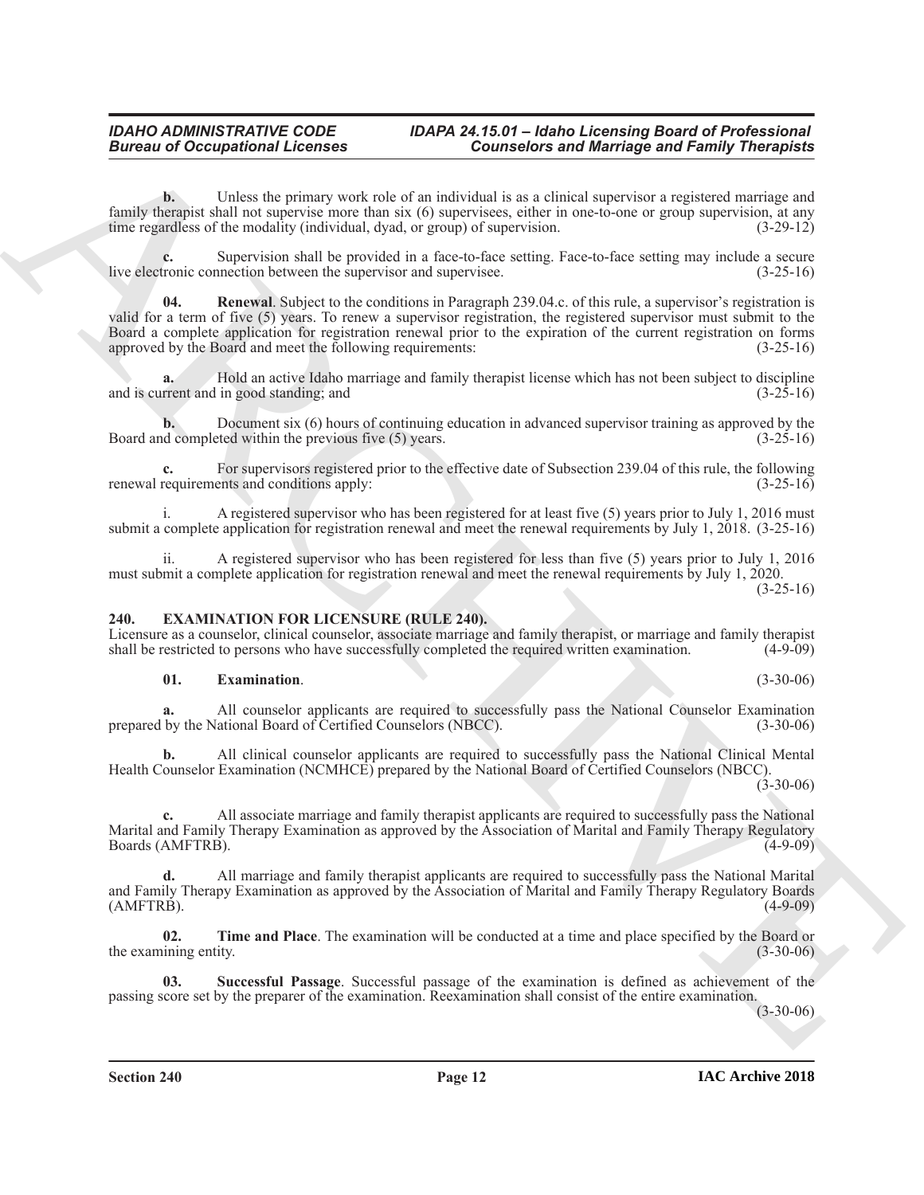**b.** Unless the primary work role of an individual is as a clinical supervisor a registered marriage and family therapist shall not supervise more than six (6) supervisees, either in one-to-one or group supervision, at any time regardless of the modality (individual, dyad, or group) of supervision. (3-29-12)

**c.** Supervision shall be provided in a face-to-face setting. Face-to-face setting may include a secure live electronic connection between the supervisor and supervisee. (3-25-16)

**04. Renewal**. Subject to the conditions in Paragraph 239.04.c. of this rule, a supervisor's registration is valid for a term of five (5) years. To renew a supervisor registration, the registered supervisor must submit to the Board a complete application for registration renewal prior to the expiration of the current registration on forms approved by the Board and meet the following requirements: (3-25-16)

**a.** Hold an active Idaho marriage and family therapist license which has not been subject to discipline and is current and in good standing; and (3-25-16)

**b.** Document six (6) hours of continuing education in advanced supervisor training as approved by the Board and completed within the previous five (5) years. (3-25-16)

**c.** For supervisors registered prior to the effective date of Subsection 239.04 of this rule, the following renewal requirements and conditions apply: (3-25-16)

i. A registered supervisor who has been registered for at least five (5) years prior to July 1, 2016 must submit a complete application for registration renewal and meet the renewal requirements by July 1, 2018. (3-25-16)

ii. A registered supervisor who has been registered for less than five (5) years prior to July 1, 2016 must submit a complete application for registration renewal and meet the renewal requirements by July 1, 2020. (3-25-16)

## 240. EXAMINATION FOR LICENSURE (RULE 240).

Licensure as a counselor, clinical counselor, associate marriage and family therapist, or marriage and family therapist shall be restricted to persons who have successfully completed the required written examination. (4-9-09)

**01. Examination**. (3-30-06)

**a.** All counselor applicants are required to successfully pass the National Counselor Examination prepared by the National Board of Certified Counselors (NBCC). (3-30-06)

**b.** All clinical counselor applicants are required to successfully pass the National Clinical Mental Health Counselor Examination (NCMHCE) prepared by the National Board of Certified Counselors (NBCC). (3-30-06)

**c.** All associate marriage and family therapist applicants are required to successfully pass the National Marital and Family Therapy Examination as approved by the Association of Marital and Family Therapy Regulatory Boards (AMFTRB). (4-9-09)

**d.** All marriage and family therapist applicants are required to successfully pass the National Marital and Family Therapy Examination as approved by the Association of Marital and Family Therapy Regulatory Boards (AMFTRB). (4-9-09)

**02. Time and Place**. The examination will be conducted at a time and place specified by the Board or the examining entity. (3-30-06)

**03. Successful Passage**. Successful passage of the examination is defined as achievement of the passing score set by the preparer of the examination. Reexamination shall consist of the entire examination. (3-30-06)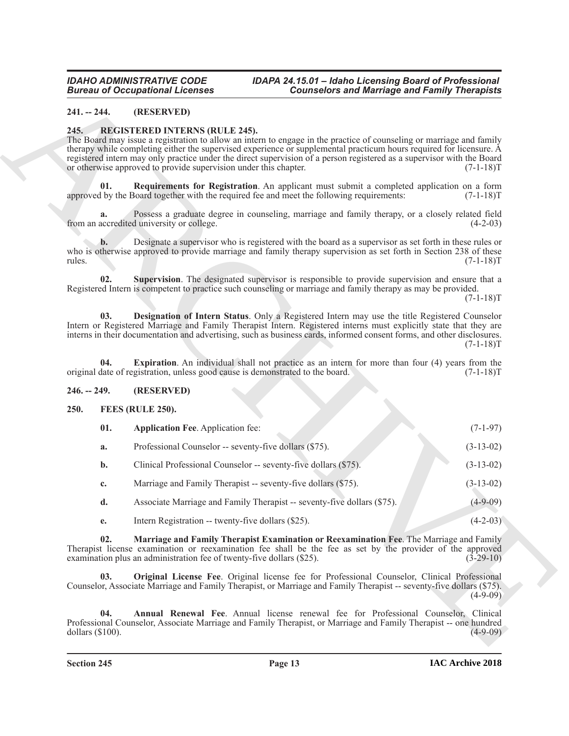**241. -- 244. (RESERVED)**

**245. REGISTERED INTERNS (RULE 245).**

The Board may issue a registration to allow an intern to engage in the practice of counseling or marriage and family therapy while completing either the supervised experience or supplemental practicum hours required for licensure. A registered intern may only practice under the direct supervision of a person registered as a supervisor with the Board or otherwise approved to provide supervision under this chapter. (7-1-18)T

**01. Requirements for Registration**. An applicant must submit a completed application on a form approved by the Board together with the required fee and meet the following requirements: (7-1-18)T

**a.** Possess a graduate degree in counseling, marriage and family therapy, or a closely related field from an accredited university or college. (4-2-03)

**b.** Designate a supervisor who is registered with the board as a supervisor as set forth in these rules or who is otherwise approved to provide marriage and family therapy supervision as set forth in Section 238 of these rules. (7-1-18)T

**02. Supervision**. The designated supervisor is responsible to provide supervision and ensure that a Registered Intern is competent to practice such counseling or marriage and family therapy as may be provided. (7-1-18)T

**03. Designation of Intern Status**. Only a Registered Intern may use the title Registered Counselor Intern or Registered Marriage and Family Therapist Intern. Registered interns must explicitly state that they are interns in their documentation and advertising, such as business cards, informed consent forms, and other disclosures. (7-1-18)T

**04. Expiration**. An individual shall not practice as an intern for more than four (4) years from the original date of registration, unless good cause is demonstrated to the board. (7-1-18)T

**246. -- 249. (RESERVED)**

**250. FEES (RULE 250).**

**01. Application Fee**. Application fee: (7-1-97)

**a.** Professional Counselor -- seventy-five dollars ($75). (3-13-02)

**b.** Clinical Professional Counselor -- seventy-five dollars ($75). (3-13-02)

**c.** Marriage and Family Therapist -- seventy-five dollars ($75). (3-13-02)

**d.** Associate Marriage and Family Therapist -- seventy-five dollars ($75). (4-9-09)

**e.** Intern Registration -- twenty-five dollars ($25). (4-2-03)

**02. Marriage and Family Therapist Examination or Reexamination Fee**. The Marriage and Family Therapist license examination or reexamination fee shall be the fee as set by the provider of the approved examination plus an administration fee of twenty-five dollars ($25). (3-29-10)

**03. Original License Fee**. Original license fee for Professional Counselor, Clinical Professional Counselor, Associate Marriage and Family Therapist, or Marriage and Family Therapist -- seventy-five dollars ($75). (4-9-09)

**04. Annual Renewal Fee**. Annual license renewal fee for Professional Counselor, Clinical Professional Counselor, Associate Marriage and Family Therapist, or Marriage and Family Therapist -- one hundred dollars ($100). (4-9-09)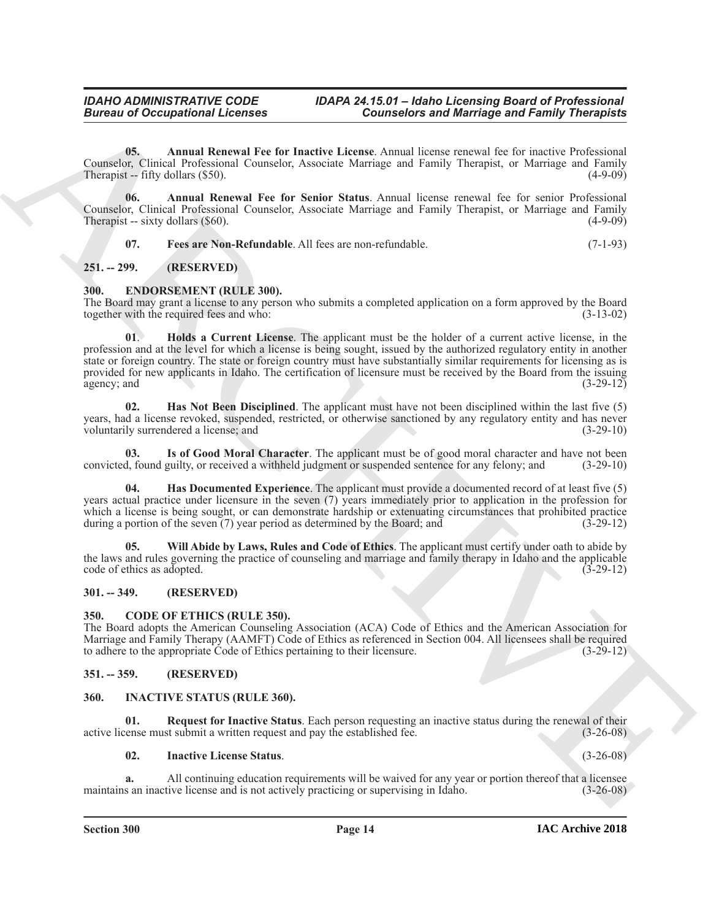**05. Annual Renewal Fee for Inactive License**. Annual license renewal fee for inactive Professional Counselor, Clinical Professional Counselor, Associate Marriage and Family Therapist, or Marriage and Family Therapist -- fifty dollars ($50). (4-9-09)

**06. Annual Renewal Fee for Senior Status**. Annual license renewal fee for senior Professional Counselor, Clinical Professional Counselor, Associate Marriage and Family Therapist, or Marriage and Family Therapist -- sixty dollars ($60). (4-9-09)

**07. Fees are Non-Refundable**. All fees are non-refundable. (7-1-93)

## 251. -- 299. (RESERVED)

## 300. ENDORSEMENT (RULE 300).

The Board may grant a license to any person who submits a completed application on a form approved by the Board together with the required fees and who: (3-13-02)

**01. Holds a Current License**. The applicant must be the holder of a current active license, in the profession and at the level for which a license is being sought, issued by the authorized regulatory entity in another state or foreign country. The state or foreign country must have substantially similar requirements for licensing as is provided for new applicants in Idaho. The certification of licensure must be received by the Board from the issuing agency; and (3-29-12)

**02. Has Not Been Disciplined**. The applicant must have not been disciplined within the last five (5) years, had a license revoked, suspended, restricted, or otherwise sanctioned by any regulatory entity and has never voluntarily surrendered a license; and (3-29-10)

**03. Is of Good Moral Character**. The applicant must be of good moral character and have not been convicted, found guilty, or received a withheld judgment or suspended sentence for any felony; and (3-29-10)

**04. Has Documented Experience**. The applicant must provide a documented record of at least five (5) years actual practice under licensure in the seven (7) years immediately prior to application in the profession for which a license is being sought, or can demonstrate hardship or extenuating circumstances that prohibited practice during a portion of the seven (7) year period as determined by the Board; and (3-29-12)

**05. Will Abide by Laws, Rules and Code of Ethics**. The applicant must certify under oath to abide by the laws and rules governing the practice of counseling and marriage and family therapy in Idaho and the applicable code of ethics as adopted. (3-29-12)

## 301. -- 349. (RESERVED)

## 350. CODE OF ETHICS (RULE 350).

The Board adopts the American Counseling Association (ACA) Code of Ethics and the American Association for Marriage and Family Therapy (AAMFT) Code of Ethics as referenced in Section 004. All licensees shall be required to adhere to the appropriate Code of Ethics pertaining to their licensure. (3-29-12)

## 351. -- 359. (RESERVED)

## 360. INACTIVE STATUS (RULE 360).

**01. Request for Inactive Status**. Each person requesting an inactive status during the renewal of their active license must submit a written request and pay the established fee. (3-26-08)

**02. Inactive License Status**. (3-26-08)

**a.** All continuing education requirements will be waived for any year or portion thereof that a licensee maintains an inactive license and is not actively practicing or supervising in Idaho. (3-26-08)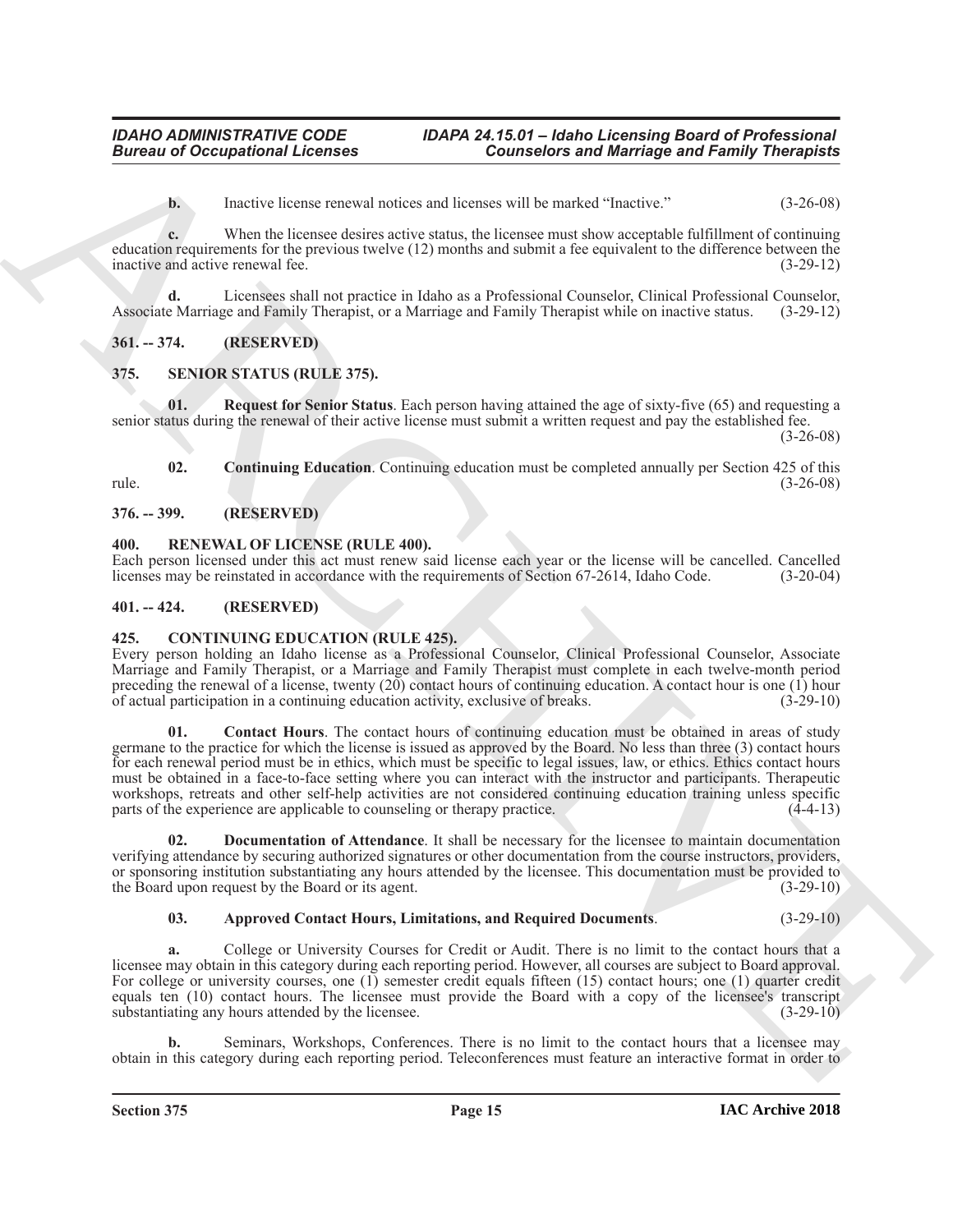**b.** Inactive license renewal notices and licenses will be marked "Inactive." (3-26-08)

**c.** When the licensee desires active status, the licensee must show acceptable fulfillment of continuing education requirements for the previous twelve (12) months and submit a fee equivalent to the difference between the inactive and active renewal fee. (3-29-12)

**d.** Licensees shall not practice in Idaho as a Professional Counselor, Clinical Professional Counselor, Associate Marriage and Family Therapist, or a Marriage and Family Therapist while on inactive status. (3-29-12)

## 361. -- 374. (RESERVED)

## 375. SENIOR STATUS (RULE 375).

**01. Request for Senior Status**. Each person having attained the age of sixty-five (65) and requesting a senior status during the renewal of their active license must submit a written request and pay the established fee. (3-26-08)

**02. Continuing Education**. Continuing education must be completed annually per Section 425 of this rule. (3-26-08)

## 376. -- 399. (RESERVED)

## 400. RENEWAL OF LICENSE (RULE 400).

Each person licensed under this act must renew said license each year or the license will be cancelled. Cancelled licenses may be reinstated in accordance with the requirements of Section 67-2614, Idaho Code. (3-20-04)

## 401. -- 424. (RESERVED)

## 425. CONTINUING EDUCATION (RULE 425).

Every person holding an Idaho license as a Professional Counselor, Clinical Professional Counselor, Associate Marriage and Family Therapist, or a Marriage and Family Therapist must complete in each twelve-month period preceding the renewal of a license, twenty (20) contact hours of continuing education. A contact hour is one (1) hour of actual participation in a continuing education activity, exclusive of breaks. (3-29-10)

**01. Contact Hours**. The contact hours of continuing education must be obtained in areas of study germane to the practice for which the license is issued as approved by the Board. No less than three (3) contact hours for each renewal period must be in ethics, which must be specific to legal issues, law, or ethics. Ethics contact hours must be obtained in a face-to-face setting where you can interact with the instructor and participants. Therapeutic workshops, retreats and other self-help activities are not considered continuing education training unless specific parts of the experience are applicable to counseling or therapy practice. (4-4-13)

**02. Documentation of Attendance**. It shall be necessary for the licensee to maintain documentation verifying attendance by securing authorized signatures or other documentation from the course instructors, providers, or sponsoring institution substantiating any hours attended by the licensee. This documentation must be provided to the Board upon request by the Board or its agent. (3-29-10)

**03. Approved Contact Hours, Limitations, and Required Documents**. (3-29-10)

**a.** College or University Courses for Credit or Audit. There is no limit to the contact hours that a licensee may obtain in this category during each reporting period. However, all courses are subject to Board approval. For college or university courses, one (1) semester credit equals fifteen (15) contact hours; one (1) quarter credit equals ten (10) contact hours. The licensee must provide the Board with a copy of the licensee's transcript substantiating any hours attended by the licensee. (3-29-10)

**b.** Seminars, Workshops, Conferences. There is no limit to the contact hours that a licensee may obtain in this category during each reporting period. Teleconferences must feature an interactive format in order to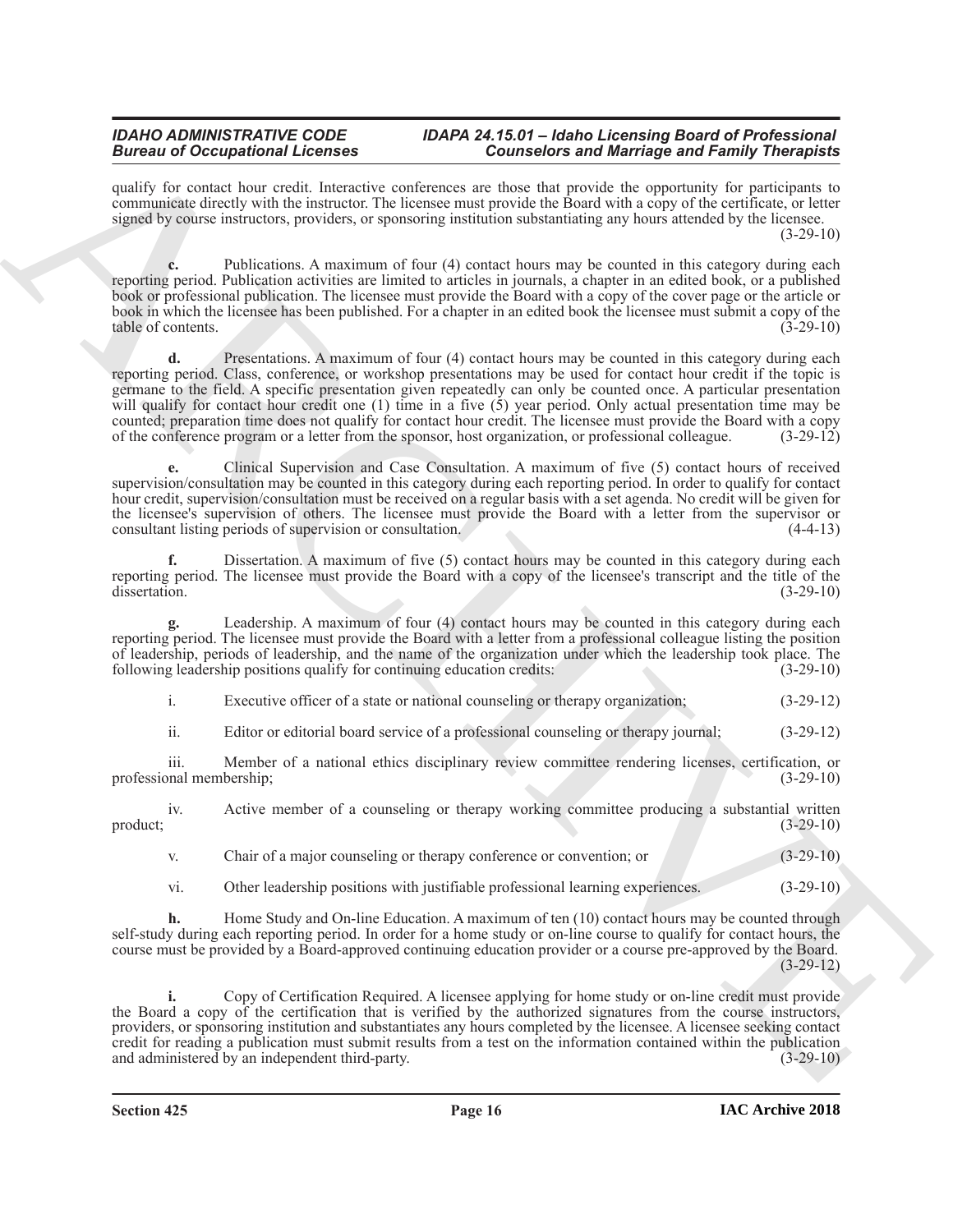qualify for contact hour credit. Interactive conferences are those that provide the opportunity for participants to communicate directly with the instructor. The licensee must provide the Board with a copy of the certificate, or letter signed by course instructors, providers, or sponsoring institution substantiating any hours attended by the licensee. (3-29-10)

**c.** Publications. A maximum of four (4) contact hours may be counted in this category during each reporting period. Publication activities are limited to articles in journals, a chapter in an edited book, or a published book or professional publication. The licensee must provide the Board with a copy of the cover page or the article or book in which the licensee has been published. For a chapter in an edited book the licensee must submit a copy of the table of contents. (3-29-10)

**d.** Presentations. A maximum of four (4) contact hours may be counted in this category during each reporting period. Class, conference, or workshop presentations may be used for contact hour credit if the topic is germane to the field. A specific presentation given repeatedly can only be counted once. A particular presentation will qualify for contact hour credit one (1) time in a five (5) year period. Only actual presentation time may be counted; preparation time does not qualify for contact hour credit. The licensee must provide the Board with a copy of the conference program or a letter from the sponsor, host organization, or professional colleague. (3-29-12)

**e.** Clinical Supervision and Case Consultation. A maximum of five (5) contact hours of received supervision/consultation may be counted in this category during each reporting period. In order to qualify for contact hour credit, supervision/consultation must be received on a regular basis with a set agenda. No credit will be given for the licensee's supervision of others. The licensee must provide the Board with a letter from the supervisor or consultant listing periods of supervision or consultation. (4-4-13)

**f.** Dissertation. A maximum of five (5) contact hours may be counted in this category during each reporting period. The licensee must provide the Board with a copy of the licensee's transcript and the title of the dissertation. (3-29-10)

**g.** Leadership. A maximum of four (4) contact hours may be counted in this category during each reporting period. The licensee must provide the Board with a letter from a professional colleague listing the position of leadership, periods of leadership, and the name of the organization under which the leadership took place. The following leadership positions qualify for continuing education credits: (3-29-10)

i. Executive officer of a state or national counseling or therapy organization; (3-29-12)

ii. Editor or editorial board service of a professional counseling or therapy journal; (3-29-12)

iii. Member of a national ethics disciplinary review committee rendering licenses, certification, or professional membership; (3-29-10)

iv. Active member of a counseling or therapy working committee producing a substantial written product; (3-29-10)

v. Chair of a major counseling or therapy conference or convention; or (3-29-10)

vi. Other leadership positions with justifiable professional learning experiences. (3-29-10)

**h.** Home Study and On-line Education. A maximum of ten (10) contact hours may be counted through self-study during each reporting period. In order for a home study or on-line course to qualify for contact hours, the course must be provided by a Board-approved continuing education provider or a course pre-approved by the Board. (3-29-12)

**i.** Copy of Certification Required. A licensee applying for home study or on-line credit must provide the Board a copy of the certification that is verified by the authorized signatures from the course instructors, providers, or sponsoring institution and substantiates any hours completed by the licensee. A licensee seeking contact credit for reading a publication must submit results from a test on the information contained within the publication and administered by an independent third-party. (3-29-10)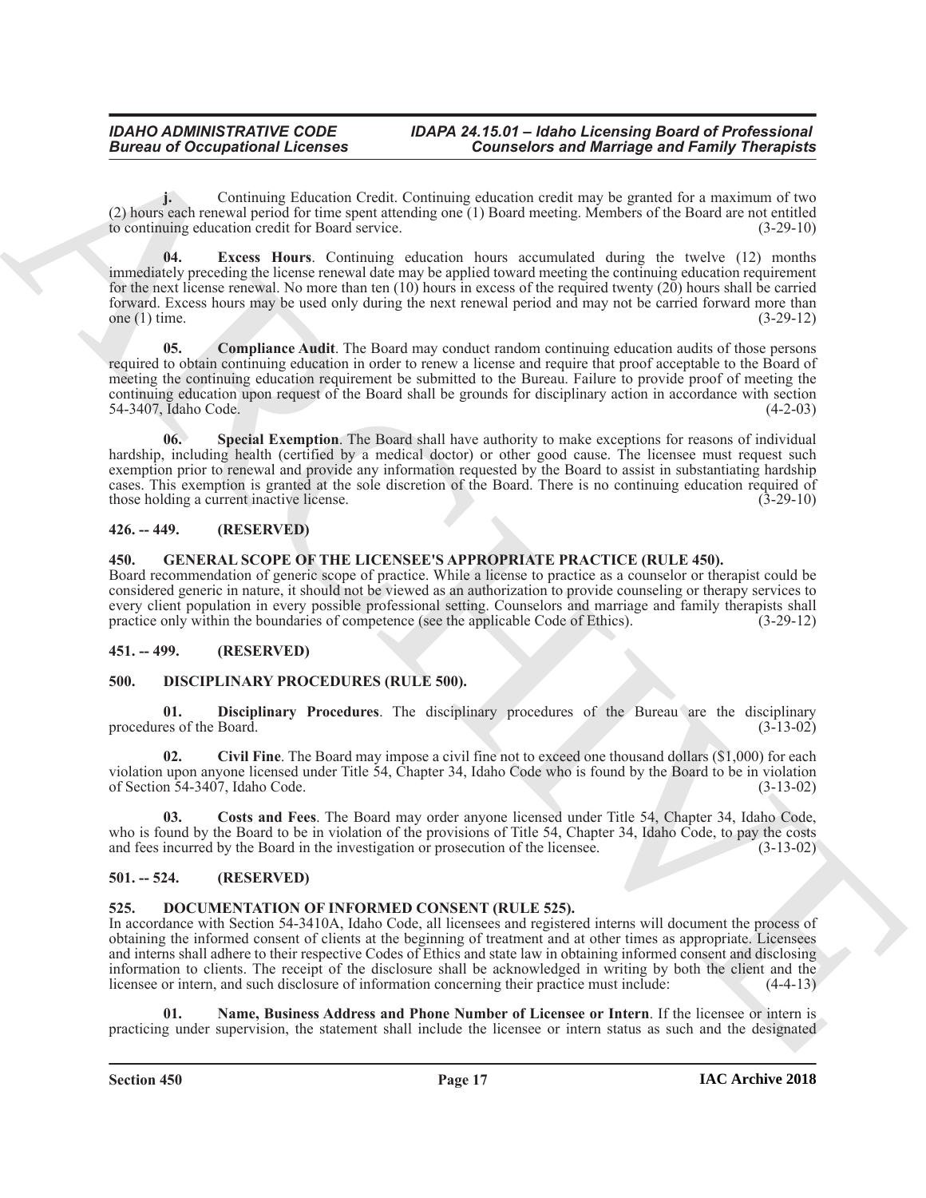**j.** Continuing Education Credit. Continuing education credit may be granted for a maximum of two (2) hours each renewal period for time spent attending one (1) Board meeting. Members of the Board are not entitled to continuing education credit for Board service. (3-29-10)

**04. Excess Hours**. Continuing education hours accumulated during the twelve (12) months immediately preceding the license renewal date may be applied toward meeting the continuing education requirement for the next license renewal. No more than ten (10) hours in excess of the required twenty (20) hours shall be carried forward. Excess hours may be used only during the next renewal period and may not be carried forward more than one (1) time. (3-29-12)

**05. Compliance Audit**. The Board may conduct random continuing education audits of those persons required to obtain continuing education in order to renew a license and require that proof acceptable to the Board of meeting the continuing education requirement be submitted to the Bureau. Failure to provide proof of meeting the continuing education upon request of the Board shall be grounds for disciplinary action in accordance with section 54-3407, Idaho Code. (4-2-03)

**06. Special Exemption**. The Board shall have authority to make exceptions for reasons of individual hardship, including health (certified by a medical doctor) or other good cause. The licensee must request such exemption prior to renewal and provide any information requested by the Board to assist in substantiating hardship cases. This exemption is granted at the sole discretion of the Board. There is no continuing education required of those holding a current inactive license. (3-29-10)

## 426. -- 449. (RESERVED)

## 450. GENERAL SCOPE OF THE LICENSEE'S APPROPRIATE PRACTICE (RULE 450).

Board recommendation of generic scope of practice. While a license to practice as a counselor or therapist could be considered generic in nature, it should not be viewed as an authorization to provide counseling or therapy services to every client population in every possible professional setting. Counselors and marriage and family therapists shall practice only within the boundaries of competence (see the applicable Code of Ethics). (3-29-12)

## 451. -- 499. (RESERVED)

## 500. DISCIPLINARY PROCEDURES (RULE 500).

**01. Disciplinary Procedures**. The disciplinary procedures of the Bureau are the disciplinary procedures of the Board. (3-13-02)

**02. Civil Fine**. The Board may impose a civil fine not to exceed one thousand dollars ($1,000) for each violation upon anyone licensed under Title 54, Chapter 34, Idaho Code who is found by the Board to be in violation of Section 54-3407, Idaho Code. (3-13-02)

**03. Costs and Fees**. The Board may order anyone licensed under Title 54, Chapter 34, Idaho Code, who is found by the Board to be in violation of the provisions of Title 54, Chapter 34, Idaho Code, to pay the costs and fees incurred by the Board in the investigation or prosecution of the licensee. (3-13-02)

## 501. -- 524. (RESERVED)

## 525. DOCUMENTATION OF INFORMED CONSENT (RULE 525).

In accordance with Section 54-3410A, Idaho Code, all licensees and registered interns will document the process of obtaining the informed consent of clients at the beginning of treatment and at other times as appropriate. Licensees and interns shall adhere to their respective Codes of Ethics and state law in obtaining informed consent and disclosing information to clients. The receipt of the disclosure shall be acknowledged in writing by both the client and the licensee or intern, and such disclosure of information concerning their practice must include: (4-4-13)

**01. Name, Business Address and Phone Number of Licensee or Intern**. If the licensee or intern is practicing under supervision, the statement shall include the licensee or intern status as such and the designated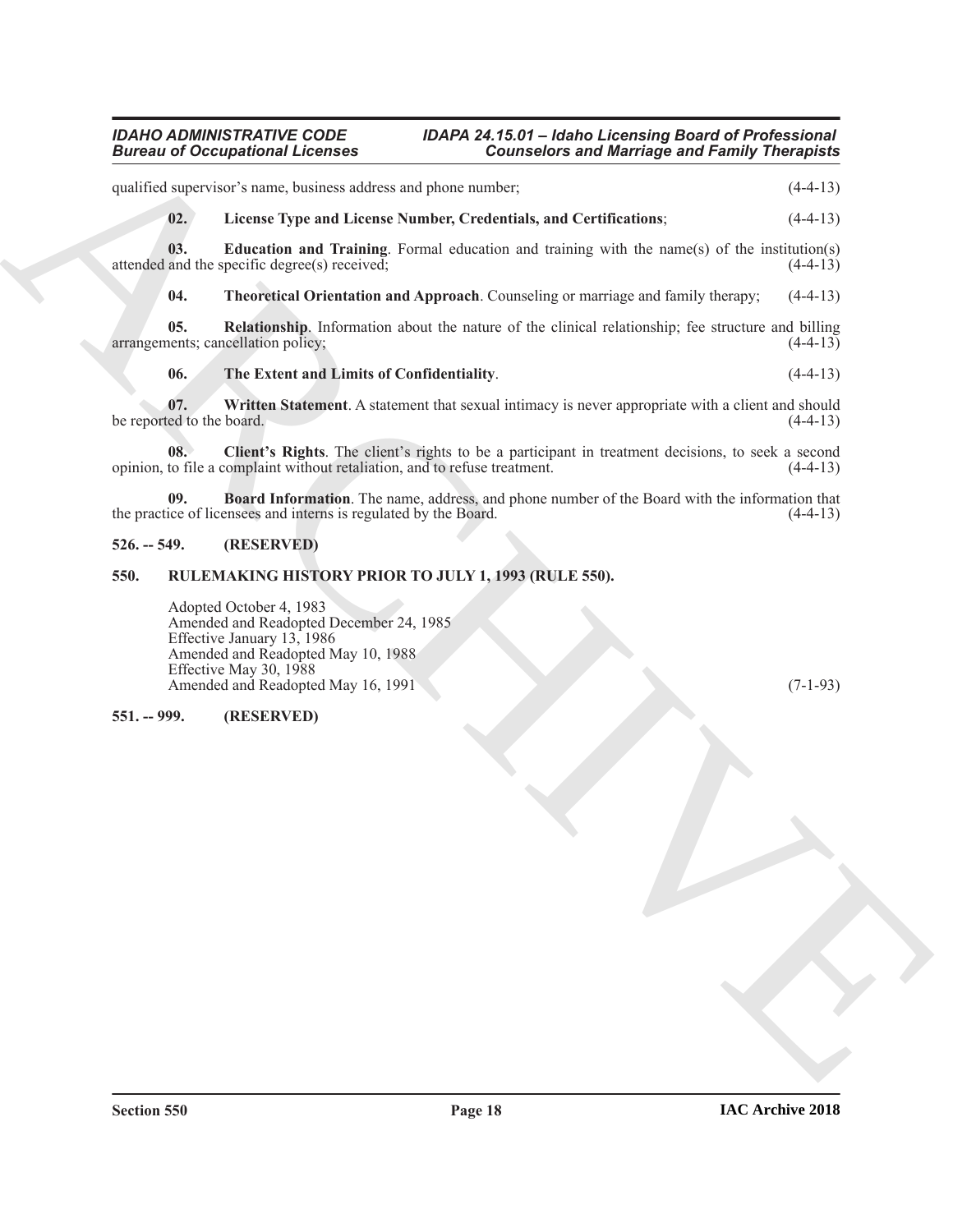qualified supervisor's name, business address and phone number; (4-4-13)

**02. License Type and License Number, Credentials, and Certifications**; (4-4-13)

**03. Education and Training**. Formal education and training with the name(s) of the institution(s) attended and the specific degree(s) received; (4-4-13)

**04. Theoretical Orientation and Approach**. Counseling or marriage and family therapy; (4-4-13)

**05. Relationship**. Information about the nature of the clinical relationship; fee structure and billing arrangements; cancellation policy; (4-4-13)

**06. The Extent and Limits of Confidentiality**. (4-4-13)

**07. Written Statement**. A statement that sexual intimacy is never appropriate with a client and should be reported to the board. (4-4-13)

**08. Client's Rights**. The client's rights to be a participant in treatment decisions, to seek a second opinion, to file a complaint without retaliation, and to refuse treatment. (4-4-13)

**09. Board Information**. The name, address, and phone number of the Board with the information that the practice of licensees and interns is regulated by the Board. (4-4-13)

## 526. -- 549. (RESERVED)

## 550. RULEMAKING HISTORY PRIOR TO JULY 1, 1993 (RULE 550).

Adopted October 4, 1983
Amended and Readopted December 24, 1985
Effective January 13, 1986
Amended and Readopted May 10, 1988
Effective May 30, 1988
Amended and Readopted May 16, 1991 (7-1-93)

## 551. -- 999. (RESERVED)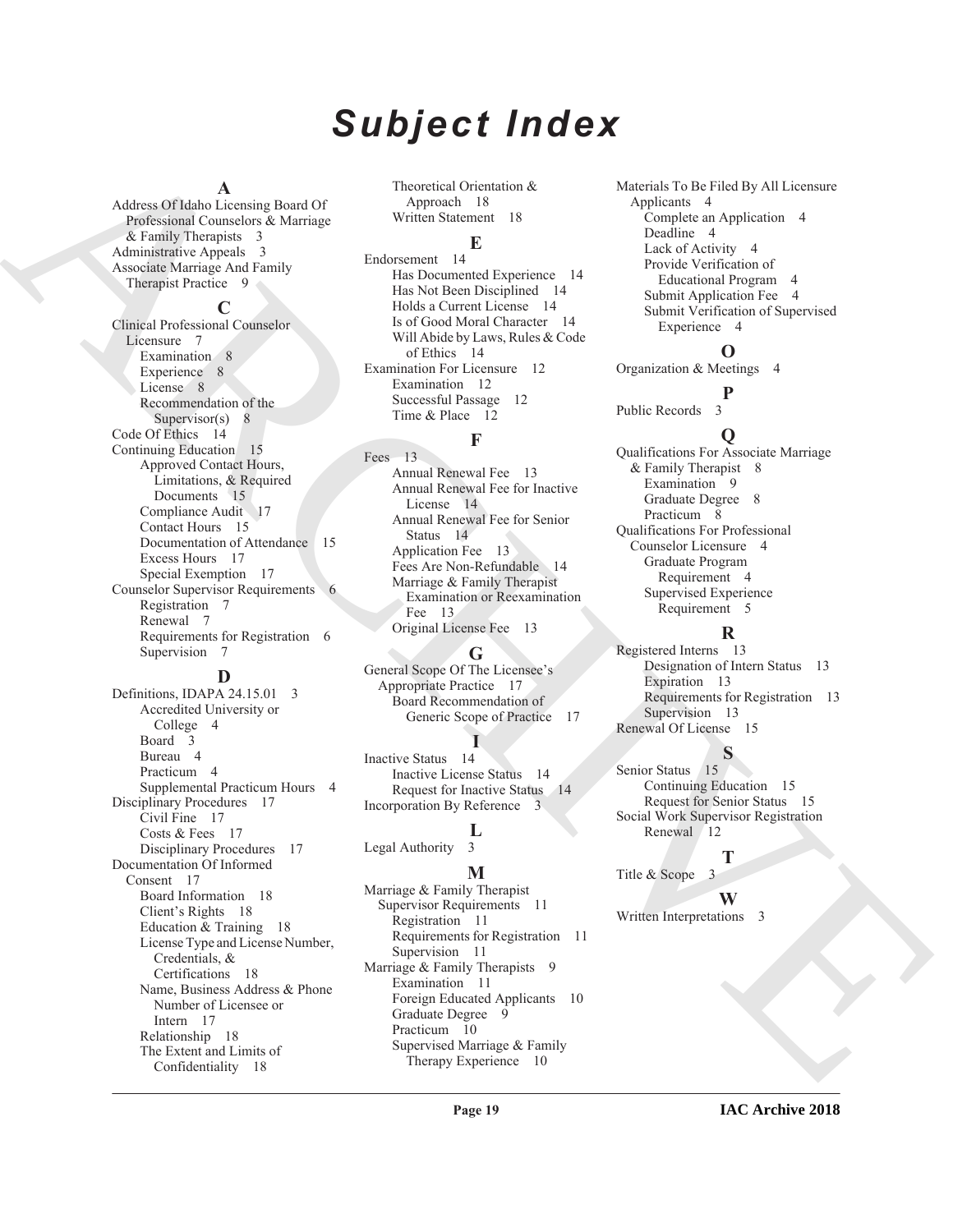# Subject Index

**A**

Address Of Idaho Licensing Board Of Professional Counselors & Marriage & Family Therapists 3
Administrative Appeals 3
Associate Marriage And Family Therapist Practice 9

**C**

Clinical Professional Counselor Licensure 7
- Examination 8
- Experience 8
- License 8
- Recommendation of the Supervisor(s) 8

Code Of Ethics 14
Continuing Education 15
- Approved Contact Hours, Limitations, & Required Documents 15
- Compliance Audit 17
- Contact Hours 15
- Documentation of Attendance 15
- Excess Hours 17
- Special Exemption 17

Counselor Supervisor Requirements 6
- Registration 7
- Renewal 7
- Requirements for Registration 6
- Supervision 7

**D**

Definitions, IDAPA 24.15.01 3
- Accredited University or College 4
- Board 3
- Bureau 4
- Practicum 4
- Supplemental Practicum Hours 4

Disciplinary Procedures 17
- Civil Fine 17
- Costs & Fees 17
- Disciplinary Procedures 17

Documentation Of Informed Consent 17
- Board Information 18
- Client's Rights 18
- Education & Training 18
- License Type and License Number, Credentials, & Certifications 18
- Name, Business Address & Phone Number of Licensee or Intern 17
- Relationship 18
- The Extent and Limits of Confidentiality 18
- Theoretical Orientation & Approach 18
- Written Statement 18

**E**

Endorsement 14
- Has Documented Experience 14
- Has Not Been Disciplined 14
- Holds a Current License 14
- Is of Good Moral Character 14
- Will Abide by Laws, Rules & Code of Ethics 14

Examination For Licensure 12
- Examination 12
- Successful Passage 12
- Time & Place 12

**F**

Fees 13
- Annual Renewal Fee 13
- Annual Renewal Fee for Inactive License 14
- Annual Renewal Fee for Senior Status 14
- Application Fee 13
- Fees Are Non-Refundable 14
- Marriage & Family Therapist Examination or Reexamination Fee 13
- Original License Fee 13

**G**

General Scope Of The Licensee's Appropriate Practice 17
- Board Recommendation of Generic Scope of Practice 17

**I**

Inactive Status 14
- Inactive License Status 14
- Request for Inactive Status 14

Incorporation By Reference 3

**L**

Legal Authority 3

**M**

Marriage & Family Therapist Supervisor Requirements 11
- Registration 11
- Requirements for Registration 11
- Supervision 11

Marriage & Family Therapists 9
- Examination 11
- Foreign Educated Applicants 10
- Graduate Degree 9
- Practicum 10
- Supervised Marriage & Family Therapy Experience 10

Materials To Be Filed By All Licensure Applicants 4
- Complete an Application 4
- Deadline 4
- Lack of Activity 4
- Provide Verification of Educational Program 4
- Submit Application Fee 4
- Submit Verification of Supervised Experience 4

**O**

Organization & Meetings 4

**P**

Public Records 3

**Q**

Qualifications For Associate Marriage & Family Therapist 8
- Examination 9
- Graduate Degree 8
- Practicum 8

Qualifications For Professional Counselor Licensure 4
- Graduate Program Requirement 4
- Supervised Experience Requirement 5

**R**

Registered Interns 13
- Designation of Intern Status 13
- Expiration 13
- Requirements for Registration 13
- Supervision 13

Renewal Of License 15

**S**

Senior Status 15
- Continuing Education 15
- Request for Senior Status 15

Social Work Supervisor Registration
- Renewal 12

**T**

Title & Scope 3

**W**

Written Interpretations 3